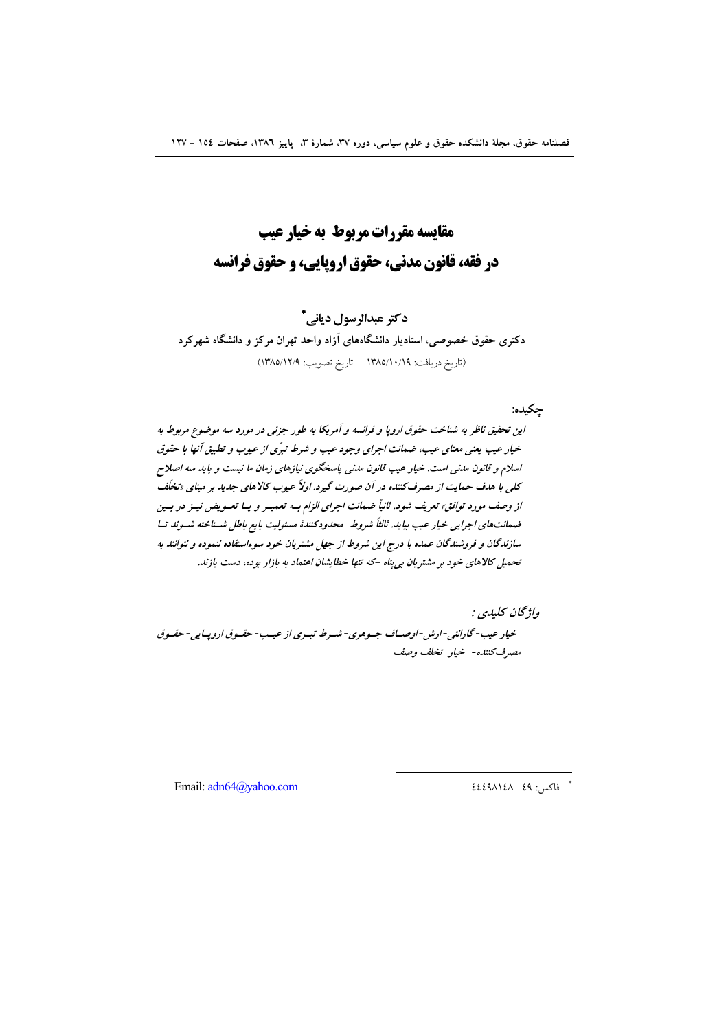# مقایسه مقررات مربوط به خیار عیب در فقه، قانون مدنی، حقوق اروپایی، و حقوق فرانسه

**دکتر عبدالرسول دیانی***

**دکتری حقوق خصوصی، استادیار دانشگاه‌های آزاد واحد تهران مرکز و دانشگاه شهرکرد**

(تاریخ دریافت: ۱۳۸۵/۱۰/۱۹ تاریخ تصویب: ۱۳۸۵/۱۲/۹)

**چکیده:**

*این تحقیق ناظر به شناخت حقوق اروپا و فرانسه و آمریکا به طور جزئی در مورد سه موضوع مربوط به خیار عیب یعنی معنای عیب، ضمانت اجرای وجود عیب و شرط تبرّی از عیوب و تطبیق آنها با حقوق اسلام و قانون مدنی است. خیار عیب قانون مدنی پاسخگوی نیازهای زمان ما نیست و باید سه اصلاح کلی با هدف حمایت از مصرف‌کننده در آن صورت گیرد. اولاً عیوب کالاهای جدید بر مبنای «تخلّف از وصف مورد توافق» تعریف شود. ثانیاً ضمانت اجرای الزام بـه تعمیـر و یـا تعـویض نیـز در بـین ضمانت‌های اجرایی خیار عیب بیاید. ثالثاً شروط محدودکنندهٔ مسئولیت بایع باطل شـناخته شـوند تـا سازندگان و فروشندگان عمده با درج این شروط از جهل مشتریان خود سوءاستفاده ننموده و نتوانند به تحمیل کالاهای خود بر مشتریان بی‌پناه -که تنها خطایشان اعتماد به بازار بوده، دست یازند.*

**واژگان کلیدی :**

*خیار عیب- گارانتی- ارش- اوصـاف جـوهری- شـرط تبـری از عیـب- حقـوق اروپـایی- حقـوق مصرف‌کننده- خیار تخلف وصف*

---

\* فاکس: ۴۹- ۴۴۴۹۸۱۴۸

Email: adn64@yahoo.com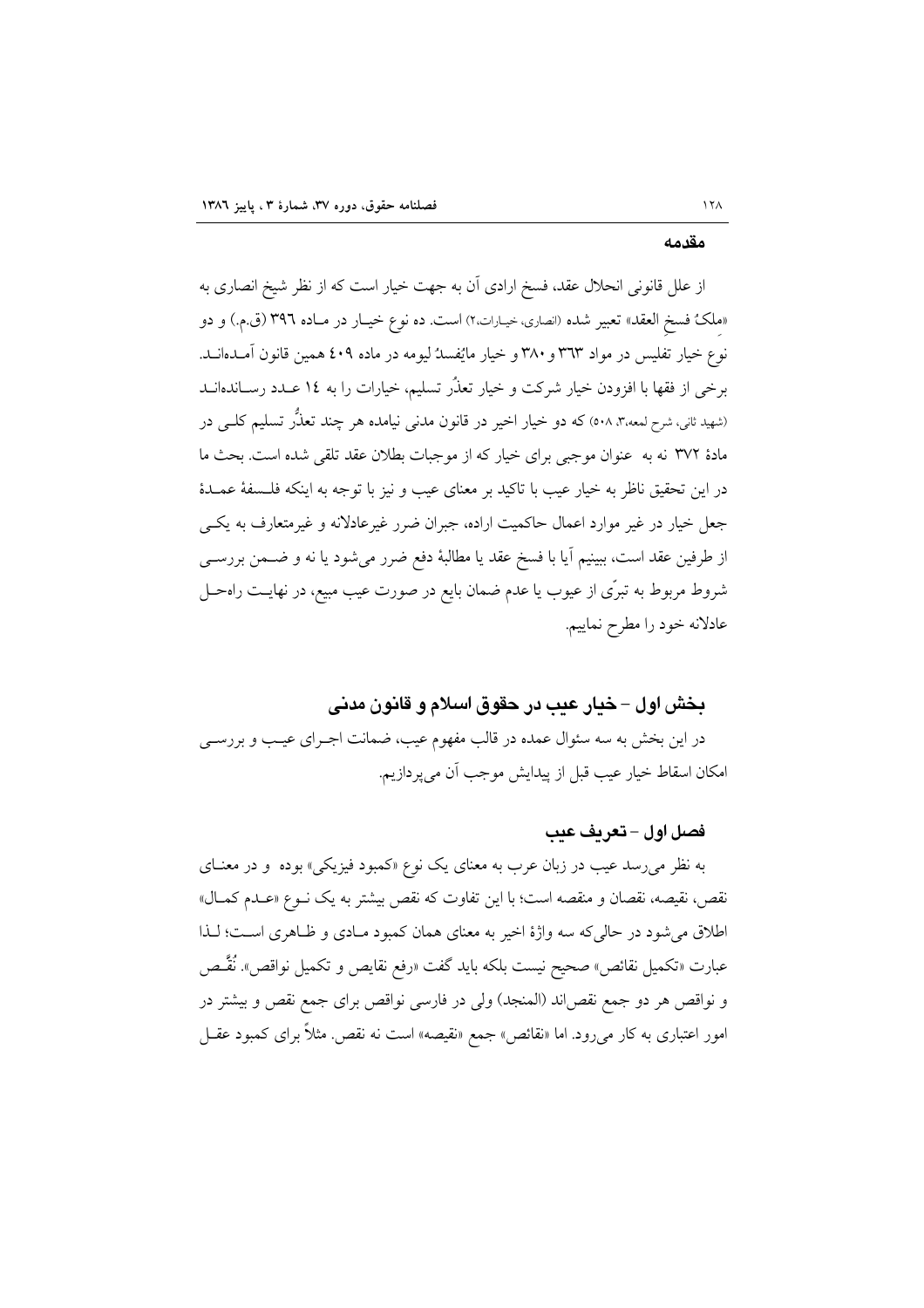## مقدمه

از علل قانونی انحلال عقد، فسخ ارادی آن به جهت خیار است که از نظر شیخ انصاری به «ملکُ فسخِ العقد» تعبیر شده (انصاری، خیـارات،۲) است. ده نوع خیـار در مـاده ۳۹۶ (ق.م.) و دو نوع خیار تفلیس در مواد ۳۶۳ و ۳۸۰ و خیار مایُفسدُ لیومه در ماده ۴۰۹ همین قانون آمـده‌انـد. برخی از فقها با افزودن خیار شرکت و خیار تعذُّر تسلیم، خیارات را به ۱۴ عـدد رسـانده‌انـد (شهید ثانی، شرح لمعه،۳، ۵۰۸) که دو خیار اخیر در قانون مدنی نیامده هر چند تعذُّر تسلیم کلـی در مادهٔ ۳۷۲ نه به عنوان موجبی برای خیار که از موجبات بطلان عقد تلقی شده است. بحث ما در این تحقیق ناظر به خیار عیب با تاکید بر معنای عیب و نیز با توجه به اینکه فلـسفهٔ عمـدهٔ جعل خیار در غیر موارد اعمال حاکمیت اراده، جبران ضرر غیرعادلانه و غیرمتعارف به یکـی از طرفین عقد است، ببینیم آیا با فسخ عقد یا مطالبهٔ دفع ضرر می‌شود یا نه و ضـمن بررسـی شروط مربوط به تبرّی از عیوب یا عدم ضمان بایع در صورت عیب مبیع، در نهایـت راه‌حـل عادلانه خود را مطرح نماییم.

## بخش اول – خیار عیب در حقوق اسلام و قانون مدنی

در این بخش به سه سئوال عمده در قالب مفهوم عیب، ضمانت اجـرای عیـب و بررسـی امکان اسقاط خیار عیب قبل از پیدایش موجب آن می‌پردازیم.

### فصل اول – تعریف عیب

به نظر می‌رسد عیب در زبان عرب به معنای یک نوع «کمبود فیزیکی» بوده و در معنـای نقص، نقیصه، نقصان و منقصه است؛ با این تفاوت که نقص بیشتر به یک نـوع «عـدم کمـال» اطلاق می‌شود در حالی‌که سه واژهٔ اخیر به معنای همان کمبود مـادی و ظـاهری اسـت؛ لـذا عبارت «تکمیل نقائص» صحیح نیست بلکه باید گفت «رفع نقایص و تکمیل نواقص». نُقَّـص و نواقص هر دو جمع نقص‌اند (المنجد) ولی در فارسی نواقص برای جمع نقص و بیشتر در امور اعتباری به کار می‌رود. اما «نقائص» جمع «نقیصه» است نه نقص. مثلاً برای کمبود عقـل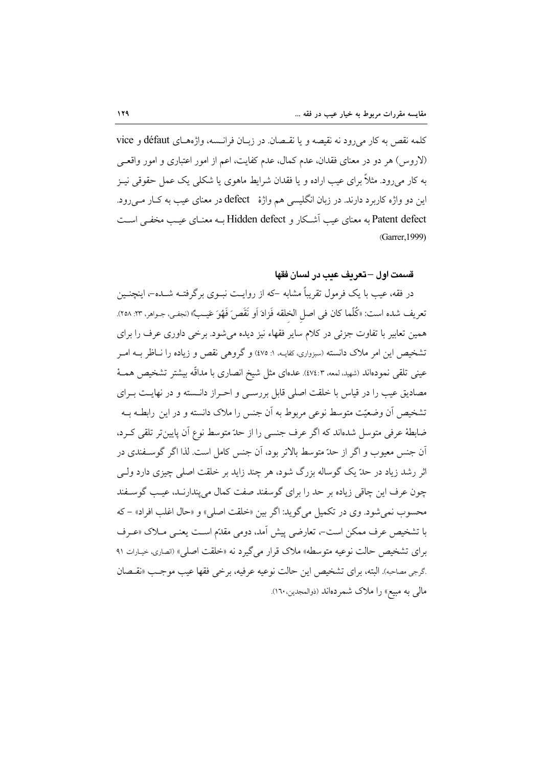کلمه نقص به کار می‌رود نه نقیصه و یا نقـصان. در زبـان فرانـسه، واژه‌هـای défaut و vice (لاروس) هر دو در معنای فقدان، عدم کمال، عدم کفایت، اعم از امور اعتباری و امور واقعـی به کار می‌رود. مثلاً برای عیب اراده و یا فقدان شرایط ماهوی یا شکلی یک عمل حقوقی نیـز این دو واژه کاربرد دارند. در زبان انگلیسی هم واژهٔ defect در معنای عیب به کـار مـی‌رود. Patent defect به معنای عیب آشـکار و Hidden defect بـه معنـای عیـب مخفـی اسـت (Garrer,1999)

### قسمت اول – تعریف عیب در لسان فقها

در فقه، عیب با یک فرمول تقریباً مشابه –که از روایـت نبـوی برگرفتـه شـده–، اینچنـین تعریف شده است: «كُلّما كان في اصلِ الخلقه فَزادَ اَو نَقَصَ فَهُوَ عَيبٌ» (نجفی، جـواهر، ۲۳: ۲۵۸). همین تعابیر با تفاوت جزئی در کلام سایر فقهاء نیز دیده می‌شود. برخی داوری عرف را برای تشخیص این امر ملاک دانسته (سبزواری، کفایـه، ۱: ٤٧٥) و گروهی نقص و زیاده را نـاظر بـه امـر عینی تلقی نموده‌اند (شهید، لمعه، ۳: ٤٧٤). عده‌ای مثل شیخ انصاری با مداقّه بیشتر تشخیص همـهٔ مصادیق عیب را در قیاس با خلقت اصلی قابل بررسـی و احـراز دانـسته و در نهایـت بـرای تشخیص آن وضعیّت متوسط نوعی مربوط به آن جنس را ملاک دانسته و در این رابطـه بـه ضابطهٔ عرفی متوسل شده‌اند که اگر عرف جنسی را از حدّ متوسط نوع آن پایین‌تر تلقی کـرد، آن جنس معیوب و اگر از حدّ متوسط بالاتر بود، آن جنس کامل است. لذا اگر گوسـفندی در اثر رشد زیاد در حدّ یک گوساله بزرگ شود، هر چند زاید بر خلقت اصلی چیزی دارد ولـی چون عرف این چاقی زیاده بر حد را برای گوسفند صفت کمال می‌پندارنـد، عیـب گوسـفند محسوب نمی‌شود. وی در تکمیل می‌گوید: اگر بین «خلقت اصلی» و «حال اغلب افراد» – که با تشخیص عرف ممکن است–، تعارضی پیش آمد، دومی مقدّم اسـت یعنـی مـلاک «عـرف برای تشخیص حالت نوعیه متوسطه» ملاک قرار می‌گیرد نه «خلقت اصلی» (انصاری، خیـارات ۹۱ .گرجی مصاحبه). البته، برای تشخیص این حالت نوعیه عرفیه، برخی فقها عیب موجـب «نقـصان مالی به مبیع» را ملاک شمرده‌اند (ذوالمجدین،۱٦۰).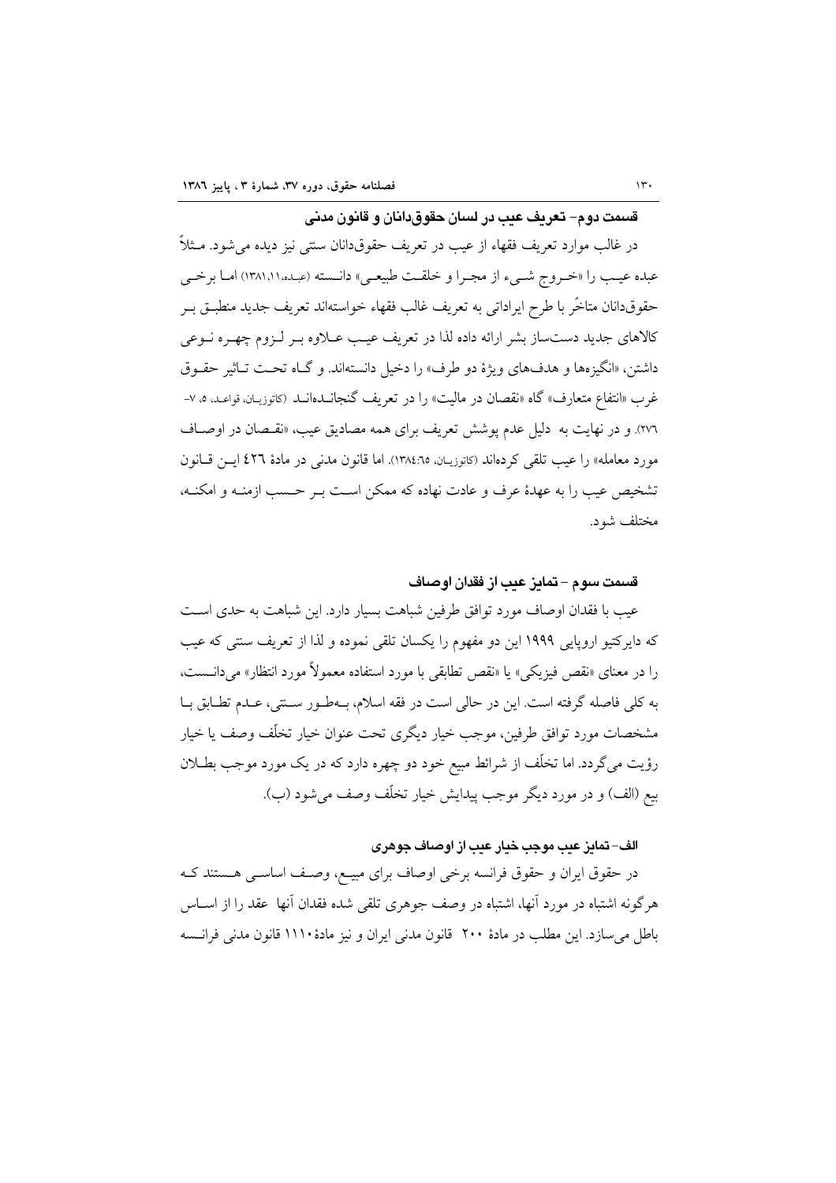### قسمت دوم- تعریف عیب در لسان حقوق‌دانان و قانون مدنی

در غالب موارد تعریف فقهاء از عیب در تعریف حقوق‌دانان سنتی نیز دیده می‌شود. مثلاً عبده عیب را «خروج شیء از مجرا و خلقت طبیعی» دانسته (عبده،۱۱،۱۳۸۱) اما برخی حقوق‌دانان متاخّر با طرح ایراداتی به تعریف غالب فقهاء خواسته‌اند تعریف جدید منطبق بر کالاهای جدید دست‌ساز بشر ارائه داده لذا در تعریف عیب علاوه بر لزوم چهره نوعی داشتن، «انگیزه‌ها و هدف‌های ویژهٔ دو طرف» را دخیل دانسته‌اند. و گاه تحت تاثیر حقوق غرب «انتفاع متعارف» گاه «نقصان در مالیت» را در تعریف گنجانده‌اند (کاتوزیان، قواعد، ۵، ۷-۲۷۶). و در نهایت به دلیل عدم پوشش تعریف برای همه مصادیق عیب، «نقصان در اوصاف مورد معامله» را عیب تلقی کرده‌اند (کاتوزیان، ۶۵:۱۳۸۴). اما قانون مدنی در مادهٔ ۴۲۶ این قانون تشخیص عیب را به عهدهٔ عرف و عادت نهاده که ممکن است بر حسب ازمنه و امکنه، مختلف شود.

### قسمت سوم - تمایز عیب از فقدان اوصاف

عیب با فقدان اوصاف مورد توافق طرفین شباهت بسیار دارد. این شباهت به حدی است که دایرکتیو اروپایی ۱۹۹۹ این دو مفهوم را یکسان تلقی نموده و لذا از تعریف سنتی که عیب را در معنای «نقص فیزیکی» یا «نقص تطابقی با مورد استفاده معمولاً مورد انتظار» می‌دانست، به کلی فاصله گرفته است. این در حالی است در فقه اسلام، به‌طور سنتی، عدم تطابق با مشخصات مورد توافق طرفین، موجب خیار دیگری تحت عنوان خیار تخلّف وصف یا خیار رؤیت می‌گردد. اما تخلّف از شرائط مبیع خود دو چهره دارد که در یک مورد موجب بطلان بیع (الف) و در مورد دیگر موجب پیدایش خیار تخلّف وصف می‌شود (ب).

#### الف- تمایز عیب موجب خیار عیب از اوصاف جوهری

در حقوق ایران و حقوق فرانسه برخی اوصاف برای مبیع، وصف اساسی هستند که هرگونه اشتباه در مورد آنها، اشتباه در وصف جوهری تلقی شده فقدان آنها عقد را از اساس باطل می‌سازد. این مطلب در مادهٔ ۲۰۰ قانون مدنی ایران و نیز مادهٔ ۱۱۱۰ قانون مدنی فرانسه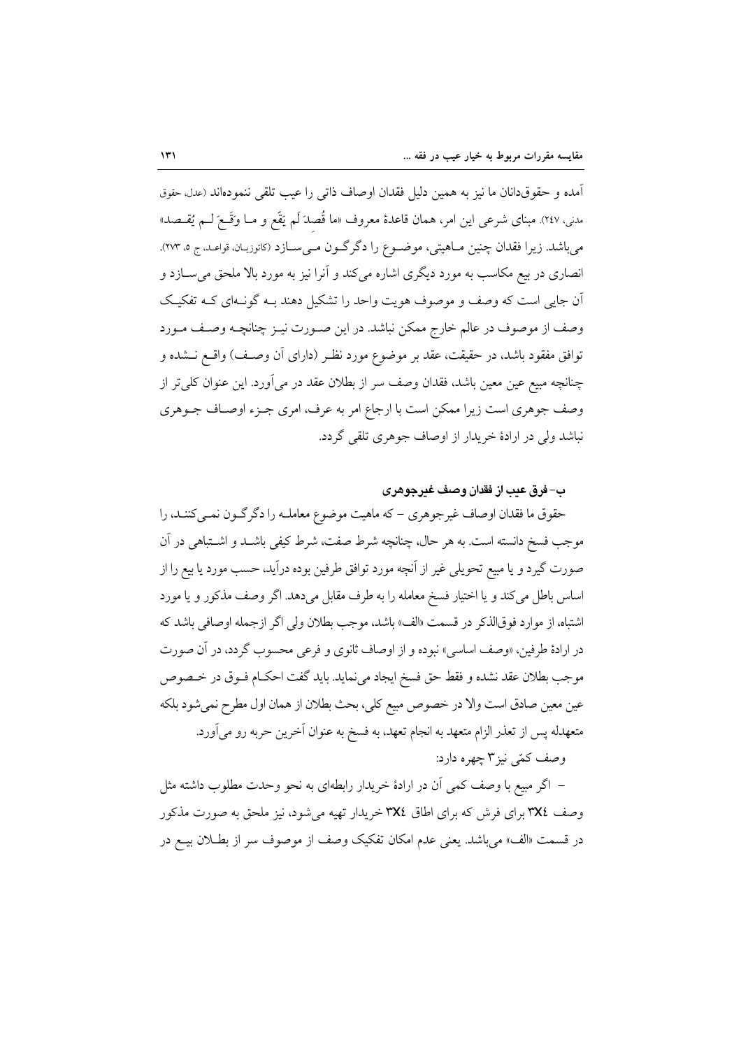آمده و حقوق‌دانان ما نیز به همین دلیل فقدان اوصاف ذاتی را عیب تلقی ننموده‌اند (عدل، حقوق مدنی، ۲٤۷). مبنای شرعی این امر، همان قاعدهٔ معروف «ما قُصِدَ لَم یَقَع و ما وَقَعَ لَم یُقصد» می‌باشد. زیرا فقدان چنین ماهیتی، موضوع را دگرگون می‌سازد (کاتوزیان، قواعد، ج ۵، ۲۷۳). انصاری در بیع مکاسب به مورد دیگری اشاره می‌کند و آنرا نیز به مورد بالا ملحق می‌سازد و آن جایی است که وصف و موصوف هویت واحد را تشکیل دهند به گونه‌ای که تفکیک وصف از موصوف در عالم خارج ممکن نباشد. در این صورت نیز چنانچه وصف مورد توافق مفقود باشد، در حقیقت، عقد بر موضوع مورد نظر (دارای آن وصف) واقع نشده و چنانچه مبیع عین معین باشد، فقدان وصف سر از بطلان عقد در می‌آورد. این عنوان کلی‌تر از وصف جوهری است زیرا ممکن است با ارجاع امر به عرف، امری جزء اوصاف جوهری نباشد ولی در ارادهٔ خریدار از اوصاف جوهری تلقی گردد.

### ب- فرق عیب از فقدان وصف غیرجوهری

حقوق ما فقدان اوصاف غیرجوهری - که ماهیت موضوع معامله را دگرگون نمی‌کنند، را موجب فسخ دانسته است. به هر حال، چنانچه شرط صفت، شرط کیفی باشد و اشتباهی در آن صورت گیرد و یا مبیع تحویلی غیر از آنچه مورد توافق طرفین بوده درآید، حسب مورد یا بیع را از اساس باطل می‌کند و یا اختیار فسخ معامله را به طرف مقابل می‌دهد. اگر وصف مذکور و یا مورد اشتباه، از موارد فوق‌الذکر در قسمت «الف» باشد، موجب بطلان ولی اگر ازجمله اوصافی باشد که در ارادهٔ طرفین، «وصف اساسی» نبوده و از اوصاف ثانوی و فرعی محسوب گردد، در آن صورت موجب بطلان عقد نشده و فقط حق فسخ ایجاد می‌نماید. باید گفت احکام فوق در خصوص عین معین صادق است والا در خصوص مبیع کلی، بحث بطلان از همان اول مطرح نمی‌شود بلکه متعهدله پس از تعذر الزام متعهد به انجام تعهد، به فسخ به عنوان آخرین حربه رو می‌آورد.

وصف کمّی نیز۳ چهره دارد:

- اگر مبیع با وصف کمی آن در ارادهٔ خریدار رابطه‌ای به نحو وحدت مطلوب داشته مثل وصف ۳X٤ برای فرش که برای اطاق ۳X٤ خریدار تهیه می‌شود، نیز ملحق به صورت مذکور در قسمت «الف» می‌باشد. یعنی عدم امکان تفکیک وصف از موصوف سر از بطلان بیع در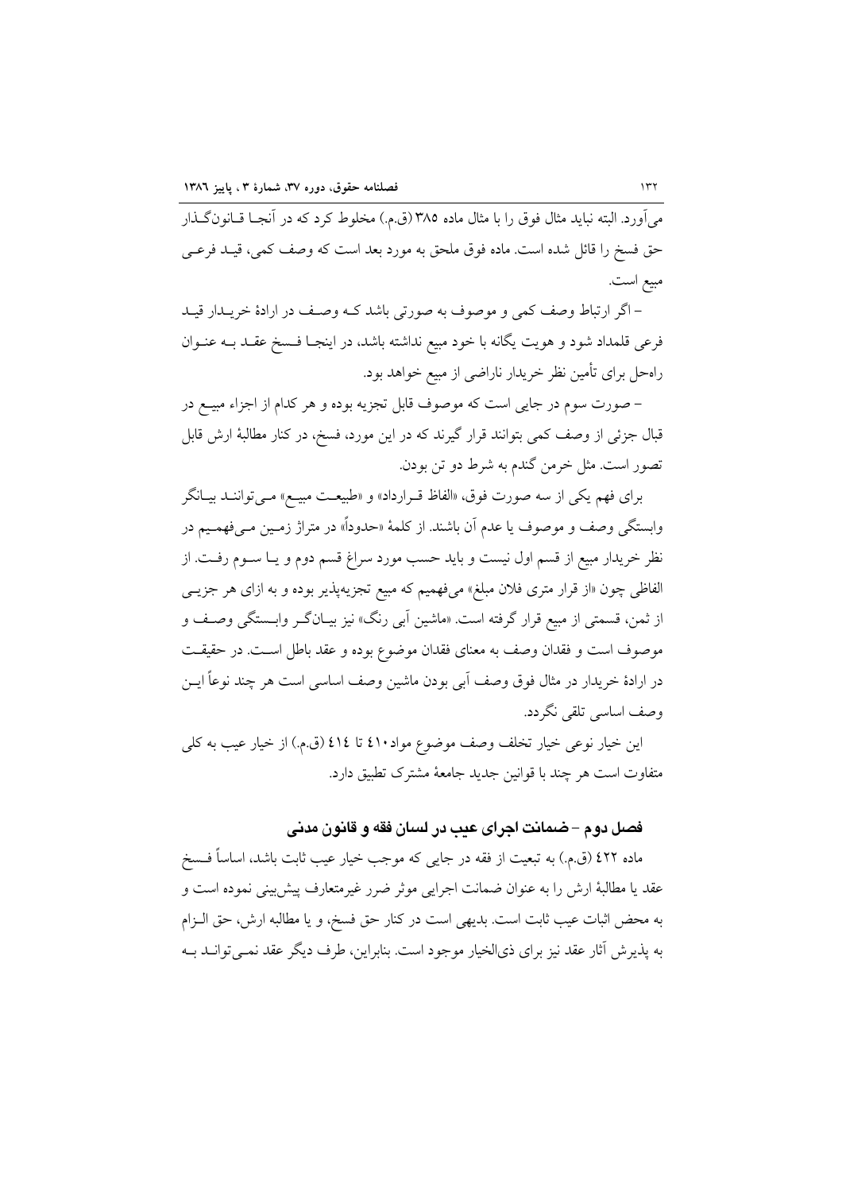می‌آورد. البته نباید مثال فوق را با مثال ماده ۳۸۵ (ق.م.) مخلوط کرد که در آنجا قـانون‌گـذار حق فسخ را قائل شده است. ماده فوق ملحق به مورد بعد است که وصف کمی، قیـد فرعـی مبیع است.

– اگر ارتباط وصف کمی و موصوف به صورتی باشد کـه وصـف در ارادهٔ خریـدار قیـد فرعی قلمداد شود و هویت یگانه با خود مبیع نداشته باشد، در اینجـا فـسخ عقـد بـه عنـوان راه‌حل برای تأمین نظر خریدار ناراضی از مبیع خواهد بود.

– صورت سوم در جایی است که موصوف قابل تجزیه بوده و هر کدام از اجزاء مبیـع در قبال جزئی از وصف کمی بتوانند قرار گیرند که در این مورد، فسخ، در کنار مطالبهٔ ارش قابل تصور است. مثل خرمن گندم به شرط دو تن بودن.

برای فهم یکی از سه صورت فوق، «الفاظ قـرارداد» و «طبیعـت مبیـع» مـی‌تواننـد بیـانگر وابستگی وصف و موصوف یا عدم آن باشند. از کلمهٔ «حدوداً» در متراژ زمـین مـی‌فهمـیم در نظر خریدار مبیع از قسم اول نیست و باید حسب مورد سراغ قسم دوم و یـا سـوم رفـت. از الفاظی چون «از قرار متری فلان مبلغ» می‌فهمیم که مبیع تجزیه‌پذیر بوده و به ازای هر جزیـی از ثمن، قسمتی از مبیع قرار گرفته است. «ماشین آبی رنگ» نیز بیـانگـر وابـستگی وصـف و موصوف است و فقدان وصف به معنای فقدان موضوع بوده و عقد باطل اسـت. در حقیقـت در ارادهٔ خریدار در مثال فوق وصف آبی بودن ماشین وصف اساسی است هر چند نوعاً ایـن وصف اساسی تلقی نگردد.

این خیار نوعی خیار تخلف وصف موضوع مواد ۴۱۰ تا ۴۱۴ (ق.م.) از خیار عیب به کلی متفاوت است هر چند با قوانین جدید جامعهٔ مشترک تطبیق دارد.

## فصل دوم – ضمانت اجرای عیب در لسان فقه و قانون مدنی

ماده ۴۲۲ (ق.م.) به تبعیت از فقه در جایی که موجب خیار عیب ثابت باشد، اساساً فـسخ عقد یا مطالبهٔ ارش را به عنوان ضمانت اجرایی موثر ضرر غیرمتعارف پیش‌بینی نموده است و به محض اثبات عیب ثابت است. بدیهی است در کنار حق فسخ، و یا مطالبه ارش، حق الـزام به پذیرش آثار عقد نیز برای ذی‌الخیار موجود است. بنابراین، طرف دیگر عقد نمـی‌توانـد بـه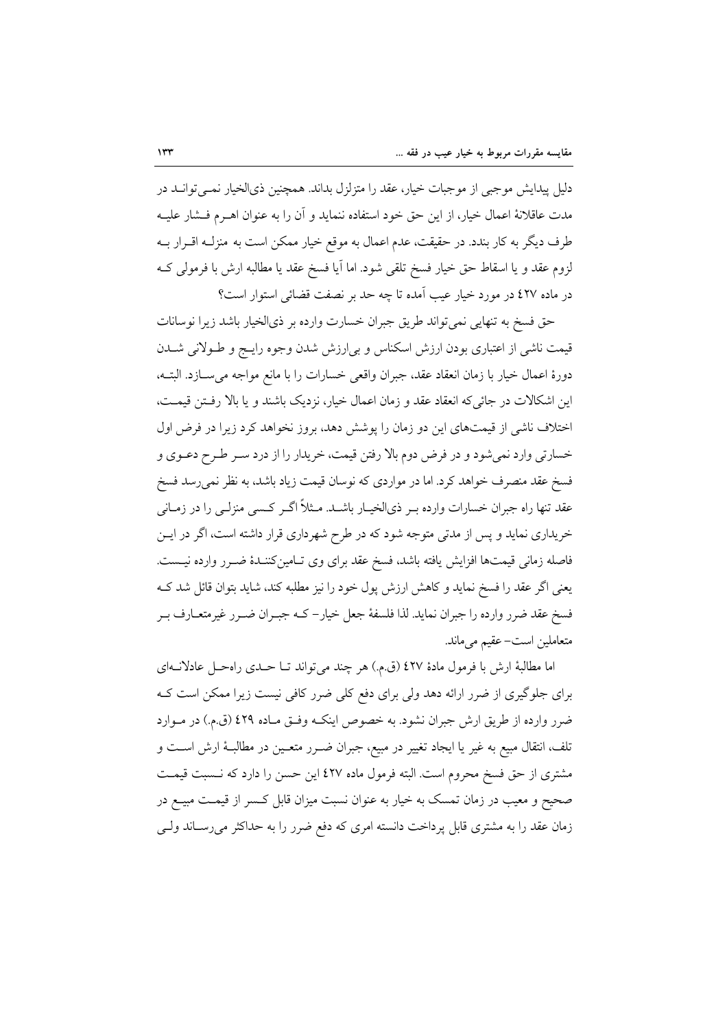دلیل پیدایش موجبی از موجبات خیار، عقد را متزلزل بداند. همچنین ذی‌الخیار نمی‌توانـد در مدت عاقلانۀ اعمال خیار، از این حق خود استفاده ننماید و آن را به عنوان اهـرم فـشار علیـه طرف دیگر به کار بندد. در حقیقت، عدم اعمال به موقع خیار ممکن است به منزلـه اقـرار بـه لزوم عقد و یا اسقاط حق خیار فسخ تلقی شود. اما آیا فسخ عقد یا مطالبه ارش با فرمولی کـه در ماده ٤٢٧ در مورد خیار عیب آمده تا چه حد بر نصفت قضائی استوار است؟

حق فسخ به تنهایی نمی‌تواند طریق جبران خسارت وارده بر ذی‌الخیار باشد زیرا نوسانات قیمت ناشی از اعتباری بودن ارزش اسکناس و بی‌ارزش شدن وجوه رایـج و طـولانی شـدن دورۀ اعمال خیار با زمان انعقاد عقد، جبران واقعی خسارات را با مانع مواجه می‌سـازد. البتـه، این اشکالات در جائی‌که انعقاد عقد و زمان اعمال خیار، نزدیک باشند و یا بالا رفـتن قیمـت، اختلاف ناشی از قیمت‌های این دو زمان را پوشش دهد، بروز نخواهد کرد زیرا در فرض اول خسارتی وارد نمی‌شود و در فرض دوم بالا رفتن قیمت، خریدار را از درد سـر طـرح دعـوی و فسخ عقد منصرف خواهد کرد. اما در مواردی که نوسان قیمت زیاد باشد، به نظر نمی‌رسد فسخ عقد تنها راه جبران خسارات وارده بـر ذی‌الخیـار باشـد. مـثلاً اگـر کـسی منزلـی را در زمـانی خریداری نماید و پس از مدتی متوجه شود که در طرح شهرداری قرار داشته است، اگر در ایـن فاصله زمانی قیمت‌ها افزایش یافته باشد، فسخ عقد برای وی تـامین‌کننـدۀ ضـرر وارده نیـست. یعنی اگر عقد را فسخ نماید و کاهش ارزش پول خود را نیز مطلبه کند، شاید بتوان قائل شد کـه فسخ عقد ضرر وارده را جبران نماید. لذا فلسفۀ جعل خیار– کـه جبـران ضـرر غیرمتعـارف بـر متعاملین است– عقیم می‌ماند.

اما مطالبۀ ارش با فرمول مادۀ ٤٢٧ (ق.م.) هر چند می‌تواند تـا حـدی راه‌حـل عادلانـه‌ای برای جلوگیری از ضرر ارائه دهد ولی برای دفع کلی ضرر کافی نیست زیرا ممکن است کـه ضرر وارده از طریق ارش جبران نشود. به خصوص اینکـه وفـق مـاده ٤٢٩ (ق.م.) در مـوارد تلف، انتقال مبیع به غیر یا ایجاد تغییر در مبیع، جبران ضـرر متعـین در مطالبـۀ ارش اسـت و مشتری از حق فسخ محروم است. البته فرمول ماده ٤٢٧ این حسن را دارد که نـسبت قیمـت صحیح و معیب در زمان تمسک به خیار به عنوان نسبت میزان قابل کـسر از قیمـت مبیـع در زمان عقد را به مشتری قابل پرداخت دانسته امری که دفع ضرر را به حداکثر می‌رسـاند ولـی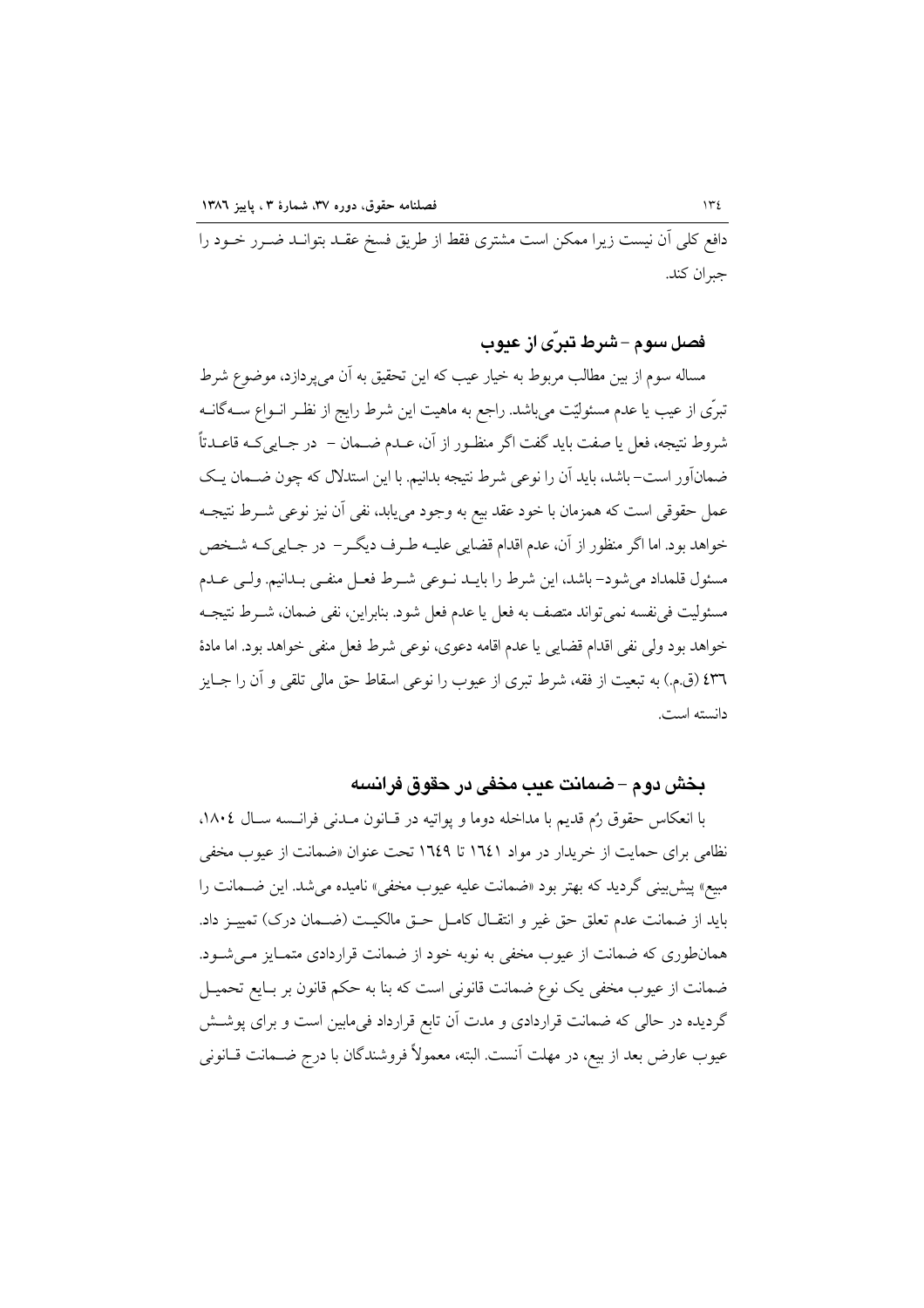دافع کلی آن نیست زیرا ممکن است مشتری فقط از طریق فسخ عقـد بتوانـد ضـرر خـود را جبران کند.

### فصل سوم – شرط تبرّی از عیوب

مساله سوم از بین مطالب مربوط به خیار عیب که این تحقیق به آن می‌پردازد، موضوع شرط تبرّی از عیب یا عدم مسئولیّت می‌باشد. راجع به ماهیت این شرط رایج از نظـر انـواع سـه‌گانـه شروط نتیجه، فعل یا صفت باید گفت اگر منظـور از آن، عـدم ضـمان – در جـایی‌کـه قاعـدتاً ضمان‌آور است– باشد، باید آن را نوعی شرط نتیجه بدانیم. با این استدلال که چون ضـمان یـک عمل حقوقی است که همزمان با خود عقد بیع به وجود می‌یابد، نفی آن نیز نوعی شـرط نتیجـه خواهد بود. اما اگر منظور از آن، عدم اقدام قضایی علیـه طـرف دیگـر– در جـایی‌کـه شـخص مسئول قلمداد می‌شود– باشد، این شرط را بایـد نـوعی شـرط فعـل منفـی بـدانیم. ولـی عـدم مسئولیت فی‌نفسه نمی‌تواند متصف به فعل یا عدم فعل شود. بنابراین، نفی ضمان، شـرط نتیجـه خواهد بود ولی نفی اقدام قضایی یا عدم اقامه دعوی، نوعی شرط فعل منفی خواهد بود. اما مادهٔ ٤٣٦ (ق.م.) به تبعیت از فقه، شرط تبری از عیوب را نوعی اسقاط حق مالی تلقی و آن را جـایز دانسته است.

## بخش دوم – ضمانت عیب مخفی در حقوق فرانسه

با انعکاس حقوق رُم قدیم با مداخله دوما و پواتیه در قـانون مـدنی فرانـسه سـال ١٨٠٤، نظامی برای حمایت از خریدار در مواد ١٦٤١ تا ١٦٤٩ تحت عنوان «ضمانت از عیوب مخفی مبیع» پیش‌بینی گردید که بهتر بود «ضمانت علیه عیوب مخفی» نامیده می‌شد. این ضـمانت را باید از ضمانت عدم تعلق حق غیر و انتقـال کامـل حـق مالکیـت (ضـمان درک) تمییـز داد. همان‌طوری که ضمانت از عیوب مخفی به نوبه خود از ضمانت قراردادی متمـایز مـی‌شـود. ضمانت از عیوب مخفی یک نوع ضمانت قانونی است که بنا به حکم قانون بر بـایع تحمیـل گردیده در حالی که ضمانت قراردادی و مدت آن تابع قرارداد فی‌مابین است و برای پوشـش عیوب عارض بعد از بیع، در مهلت آنست. البته، معمولاً فروشندگان با درج ضـمانت قـانونی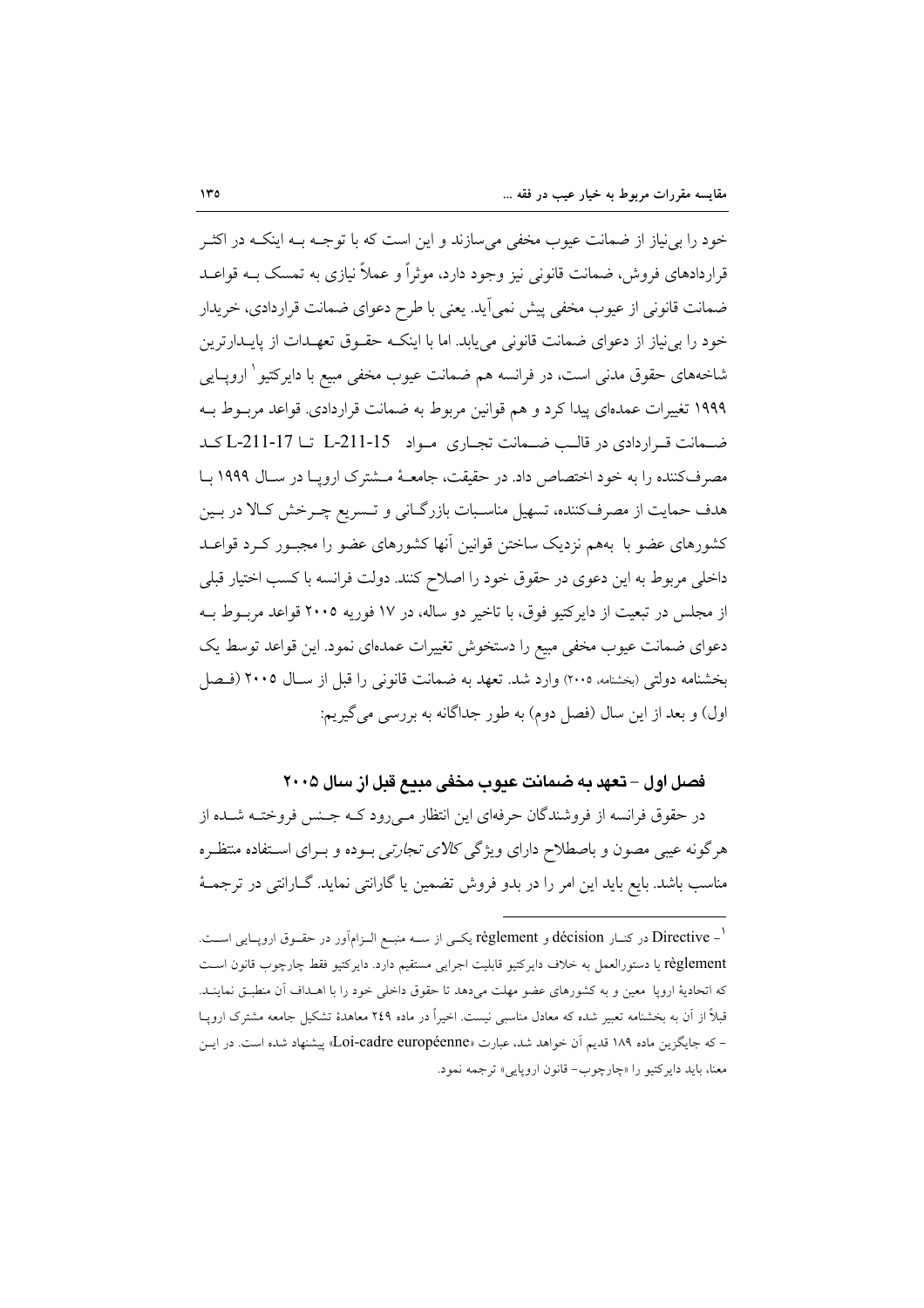خود را بی‌نیاز از ضمانت عیوب مخفی می‌سازند و این است که با توجه به اینکه در اکثر قراردادهای فروش، ضمانت قانونی نیز وجود دارد، موثراً و عملاً نیازی به تمسک به قواعد ضمانت قانونی از عیوب مخفی پیش نمی‌آید. یعنی با طرح دعوای ضمانت قراردادی، خریدار خود را بی‌نیاز از دعوای ضمانت قانونی می‌یابد. اما با اینکه حقوق تعهدات از پایدارترین شاخه‌های حقوق مدنی است، در فرانسه هم ضمانت عیوب مخفی مبیع با دایرکتیو[1] اروپایی ۱۹۹۹ تغییرات عمده‌ای پیدا کرد و هم قوانین مربوط به ضمانت قراردادی. قواعد مربوط به ضمانت قراردادی در قالب ضمانت تجاری مواد L-211-15 تا L-211-17 کد مصرف‌کننده را به خود اختصاص داد. در حقیقت، جامعهٔ مشترک اروپا در سال ۱۹۹۹ با هدف حمایت از مصرف‌کننده، تسهیل مناسبات بازرگانی و تسریع چرخش کالا در بین کشورهای عضو با بههم نزدیک ساختن قوانین آنها کشورهای عضو را مجبور کرد قواعد داخلی مربوط به این دعوی در حقوق خود را اصلاح کنند. دولت فرانسه با کسب اختیار قبلی از مجلس در تبعیت از دایرکتیو فوق، با تاخیر دو ساله، در ۱۷ فوریه ۲۰۰۵ قواعد مربوط به دعوای ضمانت عیوب مخفی مبیع را دستخوش تغییرات عمده‌ای نمود. این قواعد توسط یک بخشنامه دولتی (بخشنامه، ۲۰۰۵) وارد شد. تعهد به ضمانت قانونی را قبل از سال ۲۰۰۵ (فصل اول) و بعد از این سال (فصل دوم) به طور جداگانه به بررسی می‌گیریم:

## فصل اول - تعهد به ضمانت عیوب مخفی مبیع قبل از سال ۲۰۰۵

در حقوق فرانسه از فروشندگان حرفه‌ای این انتظار می‌رود که جنس فروخته شده از هرگونه عیبی مصون و باصطلاح دارای ویژگی *کالای تجارتی* بوده و برای استفاده منتظره مناسب باشد. بایع باید این امر را در بدو فروش تضمین یا گارانتی نماید. گارانتی در ترجمهٔ

---

[1] - Directive در کنار décision و règlement یکی از سه منبع الزام‌آور در حقوق اروپایی است. règlement یا دستورالعمل به خلاف دایرکتیو قابلیت اجرایی مستقیم دارد. دایرکتیو فقط چارچوب قانون است که اتحادیهٔ اروپا معین و به کشورهای عضو مهلت می‌دهد تا حقوق داخلی خود را با اهداف آن منطبق نمایند. قبلاً از آن به بخشنامه تعبیر شده که معادل مناسبی نیست. اخیراً در ماده ۲۴۹ معاهدهٔ تشکیل جامعه مشترک اروپا - که جایگزین ماده ۱۸۹ قدیم آن خواهد شد، عبارت «Loi-cadre européenne» پیشنهاد شده است. در این معنا، باید دایرکتیو را «چارچوب- قانون اروپایی» ترجمه نمود.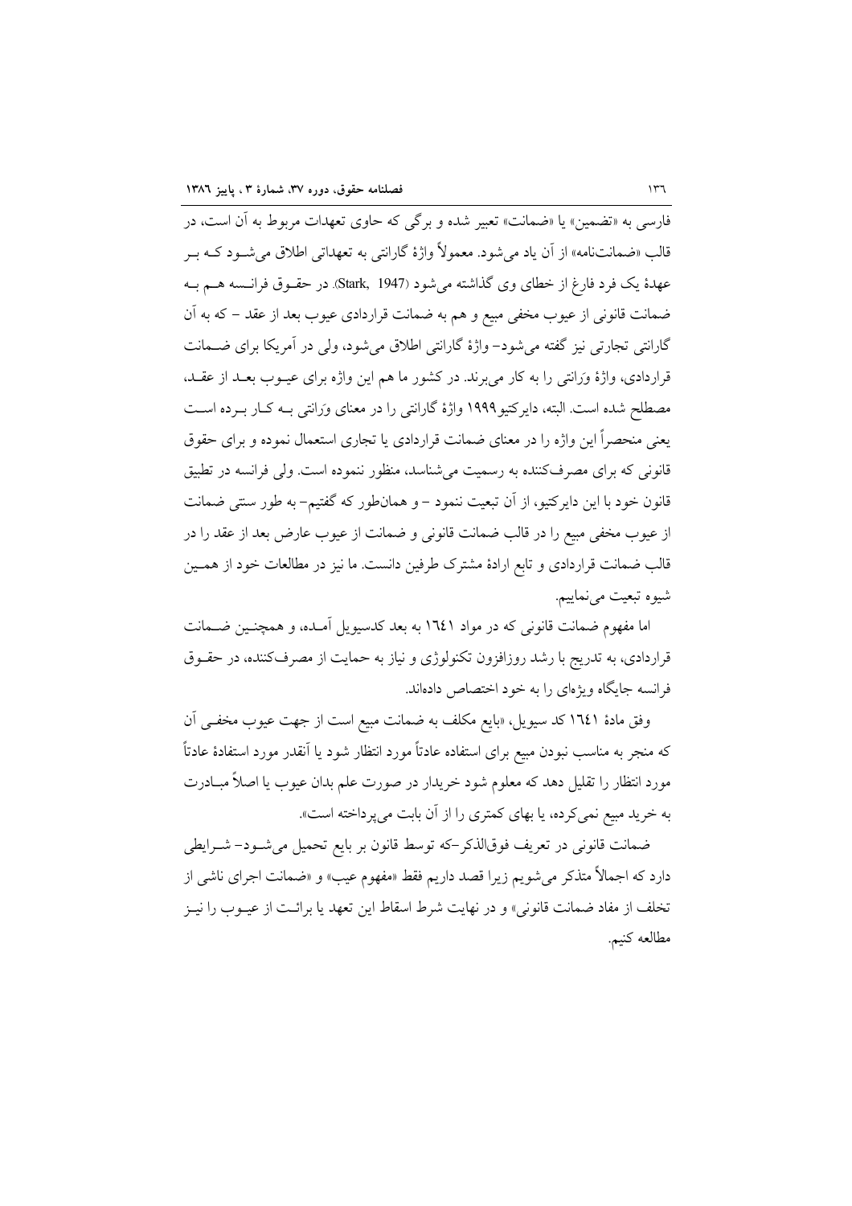فارسی به «تضمین» یا «ضمانت» تعبیر شده و برگی که حاوی تعهدات مربوط به آن است، در قالب «ضمانت‌نامه» از آن یاد می‌شود. معمولاً واژهٔ گارانتی به تعهداتی اطلاق می‌شـود کـه بـر عهدهٔ یک فرد فارغ از خطای وی گذاشته می‌شود (Stark, 1947). در حقـوق فرانسه هـم بـه ضمانت قانونی از عیوب مخفی مبیع و هم به ضمانت قراردادی عیوب بعد از عقد – که به آن گارانتی تجارتی نیز گفته می‌شود– واژهٔ گارانتی اطلاق می‌شود، ولی در آمریکا برای ضـمانت قراردادی، واژهٔ وَرانتی را به کار می‌برند. در کشور ما هم این واژه برای عیـوب بعـد از عقـد، مصطلح شده است. البته، دایرکتیو ۱۹۹۹ واژهٔ گارانتی را در معنای وَرانتی بـه کـار بـرده اسـت یعنی منحصراً این واژه را در معنای ضمانت قراردادی یا تجاری استعمال نموده و برای حقوق قانونی که برای مصرف‌کننده به رسمیت می‌شناسد، منظور ننموده است. ولی فرانسه در تطبیق قانون خود با این دایرکتیو، از آن تبعیت ننمود – و همان‌طور که گفتیم– به طور سنتی ضمانت از عیوب مخفی مبیع را در قالب ضمانت قانونی و ضمانت از عیوب عارض بعد از عقد را در قالب ضمانت قراردادی و تابع ارادهٔ مشترک طرفین دانست. ما نیز در مطالعات خود از همـین شیوه تبعیت می‌نماییم.

اما مفهوم ضمانت قانونی که در مواد ۱٦٤۱ به بعد کدسیویل آمـده، و همچنـین ضـمانت قراردادی، به تدریج با رشد روزافزون تکنولوژی و نیاز به حمایت از مصرف‌کننده، در حقـوق فرانسه جایگاه ویژه‌ای را به خود اختصاص داده‌اند.

وفق مادهٔ ۱٦٤۱ کد سیویل، «بایع مکلف به ضمانت مبیع است از جهت عیوب مخفـی آن که منجر به مناسب نبودن مبیع برای استفاده عادتاً مورد انتظار شود یا آنقدر مورد استفادهٔ عادتاً مورد انتظار را تقلیل دهد که معلوم شود خریدار در صورت علم بدان عیوب یا اصلاً مبـادرت به خرید مبیع نمی‌کرده، یا بهای کمتری را از آن بابت می‌پرداخته است».

ضمانت قانونی در تعریف فوق‌الذکر–که توسط قانون بر بایع تحمیل می‌شـود– شـرایطی دارد که اجمالاً متذکر می‌شویم زیرا قصد داریم فقط «مفهوم عیب» و «ضمانت اجرای ناشی از تخلف از مفاد ضمانت قانونی» و در نهایت شرط اسقاط این تعهد یا برائـت از عیـوب را نیـز مطالعه کنیم.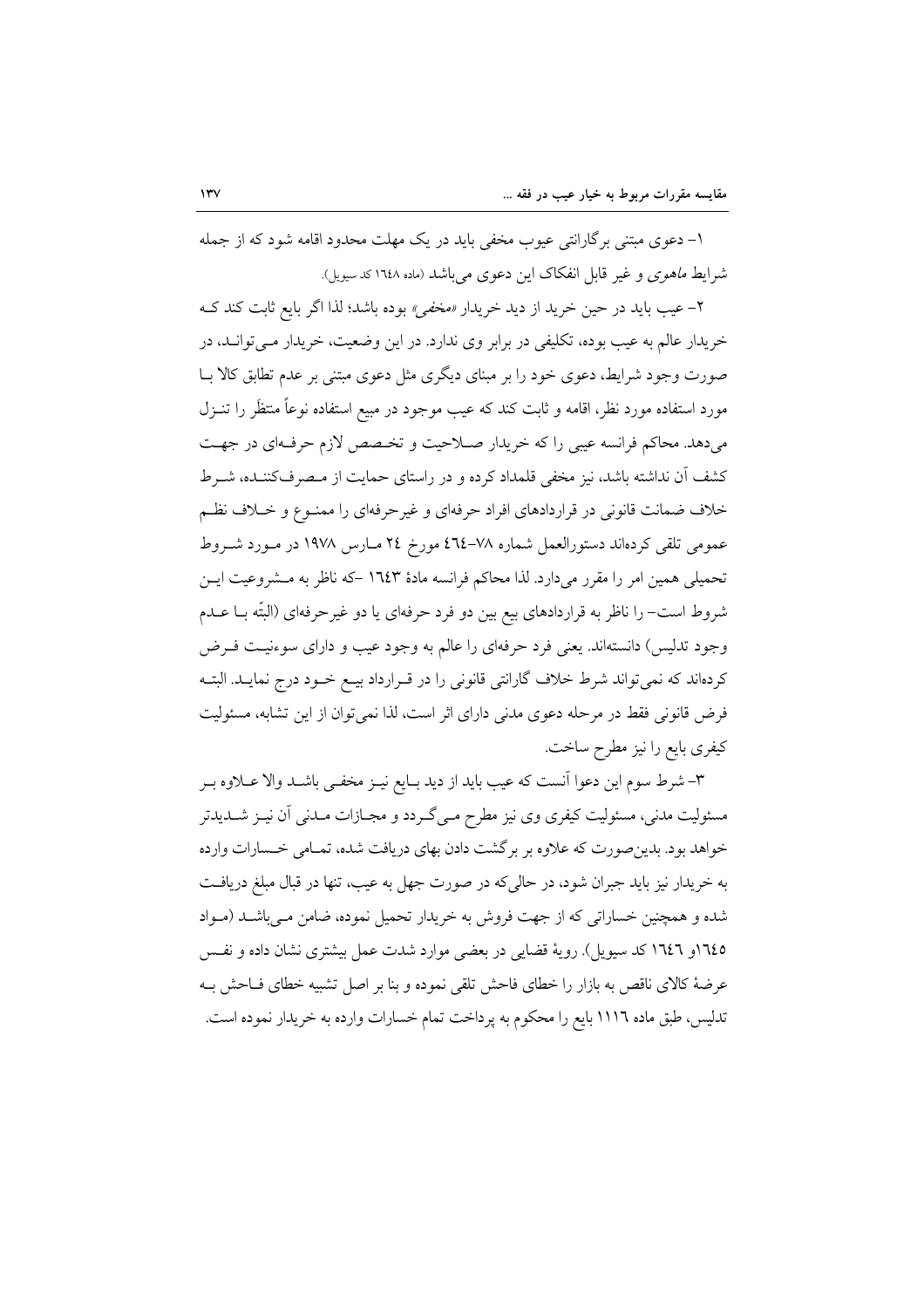۱- دعوی مبتنی برگارانتی عیوب مخفی باید در یک مهلت محدود اقامه شود که از جمله شرایط *ماهوی* و غیر قابل انفکاک این دعوی می‌باشد (ماده ١٦٤٨ کد سیویل).

۲- عیب باید در حین خرید از دید خریدار *«مخفی»* بوده باشد؛ لذا اگر بایع ثابت کند کـه خریدار عالم به عیب بوده، تکلیفی در برابر وی ندارد. در این وضعیت، خریدار مـی‌توانـد، در صورت وجود شرایط، دعوی خود را بر مبنای دیگری مثل دعوی مبتنی بر عدم تطابق کالا بـا مورد استفاده مورد نظر، اقامه و ثابت کند که عیب موجود در مبیع استفاده نوعاً منتظَر را تنـزل می‌دهد. محاکم فرانسه عیبی را که خریدار صـلاحیت و تخـصص لازم حرفـه‌ای در جهـت کشف آن نداشته باشد، نیز مخفی قلمداد کرده و در راستای حمایت از مـصرف‌کننـده، شـرط خلاف ضمانت قانونی در قراردادهای افراد حرفه‌ای و غیرحرفه‌ای را ممنـوع و خـلاف نظـم عمومی تلقی کرده‌اند دستورالعمل شماره ۷۸-٤٦٤ مورخ ٢٤ مـارس ١٩٧٨ در مـورد شـروط تحمیلی همین امر را مقرر می‌دارد. لذا محاکم فرانسه مادهٔ ١٦٤٣ -که ناظر به مـشروعیت ایـن شروط است- را ناظر به قراردادهای بیع بین دو فرد حرفه‌ای یا دو غیرحرفه‌ای (البتّه بـا عـدم وجود تدلیس) دانسته‌اند. یعنی فرد حرفه‌ای را عالم به وجود عیب و دارای سوءنیـت فـرض کرده‌اند که نمی‌تواند شرط خلاف گارانتی قانونی را در قـرارداد بیـع خـود درج نمایـد. البتـه فرض قانونی فقط در مرحله دعوی مدنی دارای اثر است، لذا نمی‌توان از این تشابه، مسئولیت کیفری بایع را نیز مطرح ساخت.

۳- شرط سوم این دعوا آنست که عیب باید از دید بـایع نیـز مخفـی باشـد والا عـلاوه بـر مسئولیت مدنی، مسئولیت کیفری وی نیز مطرح مـی‌گـردد و مجـازات مـدنی آن نیـز شـدیدتر خواهد بود. بدین‌صورت که علاوه بر برگشت دادن بهای دریافت شده، تمـامی خـسارات وارده به خریدار نیز باید جبران شود، در حالی‌که در صورت جهل به عیب، تنها در قبال مبلغ دریافـت شده و همچنین خساراتی که از جهت فروش به خریدار تحمیل نموده، ضامن مـی‌باشـد (مـواد ١٦٤٥و ١٦٤٦ کد سیویل). رویهٔ قضایی در بعضی موارد شدت عمل بیشتری نشان داده و نفـس عرضهٔ کالای ناقص به بازار را خطای فاحش تلقی نموده و بنا بر اصل تشبیه خطای فـاحش بـه تدلیس، طبق ماده ١١١٦ بایع را محکوم به پرداخت تمام خسارات وارده به خریدار نموده است.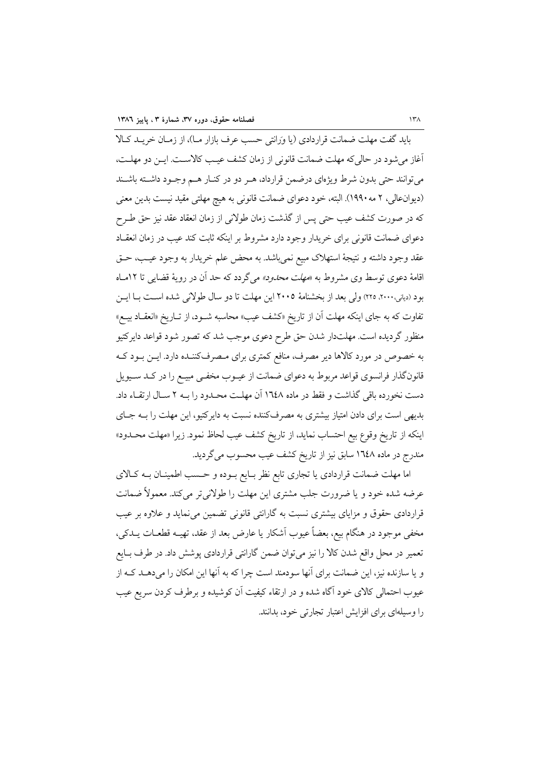باید گفت مهلت ضمانت قراردادی (یا وَرانتی حسب عرف بازار مـا)، از زمـان خریـد کـالا آغاز می‌شود در حالی‌که مهلت ضمانت قانونی از زمان کشف عیـب کالاسـت. ایـن دو مهلـت، می‌توانند حتی بدون شرط ویژه‌ای درضمن قرارداد، هـر دو در کنـار هـم وجـود داشـته باشـند (دیوان‌عالی، ۲ مه ۱۹۹۰). البته، خود دعوای ضمانت قانونی به هیچ مهلتی مقید نیست بدین معنی که در صورت کشف عیب حتی پس از گذشت زمان طولانی از زمان انعقاد عقد نیز حق طـرح دعوای ضمانت قانونی برای خریدار وجود دارد مشروط بر اینکه ثابت کند عیب در زمان انعقـاد عقد وجود داشته و نتیجهٔ استهلاک مبیع نمی‌باشد. به محض علم خریدار به وجود عیـب، حـق اقامهٔ دعوی توسط وی مشروط به *«مهلت محدود»* می‌گردد که حد آن در رویهٔ قضایی تا ۱۲مـاه بود (دیانی،۲۰۰۰، ۲۲۵) ولی بعد از بخشنامهٔ ۲۰۰۵ این مهلت تا دو سال طولانی شده اسـت بـا ایـن تفاوت که به جای اینکه مهلت آن از تاریخ «کشف عیب» محاسبه شـود، از تـاریخ «انعقـاد بیـع» منظور گردیده است. مهلت‌دار شدن حق طرح دعوی موجب شد که تصور شود قواعد دایرکتیو به خصوص در مورد کالاها دیر مصرف، منافع کمتری برای مـصرف‌کننـده دارد. ایـن بـود کـه قانون‌گذار فرانسوی قواعد مربوط به دعوای ضمانت از عیـوب مخفـی مبیـع را در کـد سـیویل دست نخورده باقی گذاشت و فقط در ماده ۱٦٤٨ آن مهلـت محـدود را بـه ۲ سـال ارتقـاء داد. بدیهی است برای دادن امتیاز بیشتری به مصرف‌کننده نسبت به دایرکتیو، این مهلت را بـه جـای اینکه از تاریخ وقوع بیع احتساب نماید، از تاریخ کشف عیب لحاظ نمود. زیرا «مهلت محـدود» مندرج در ماده ۱٦٤٨ سابق نیز از تاریخ کشف عیب محسوب می‌گردید.

اما مهلت ضمانت قراردادی یا تجاری تابع نظر بـایع بـوده و حـسب اطمینـان بـه کـالای عرضه شده خود و یا ضرورت جلب مشتری این مهلت را طولانی‌تر می‌کند. معمولاً ضمانت قراردادی حقوق و مزایای بیشتری نسبت به گارانتی قانونی تضمین می‌نماید و علاوه بر عیب مخفی موجود در هنگام بیع، بعضاً عیوب آشکار یا عارض بعد از عقد، تهیـه قطعـات یـدکی، تعمیر در محل واقع شدن کالا را نیز می‌توان ضمن گارانتی قراردادی پوشش داد. در طرف بـایع و یا سازنده نیز، این ضمانت برای آنها سودمند است چرا که به آنها این امکان را می‌دهـد کـه از عیوب احتمالی کالای خود آگاه شده و در ارتقاء کیفیت آن کوشیده و برطرف کردن سریع عیب را وسیله‌ای برای افزایش اعتبار تجارتی خود، بدانند.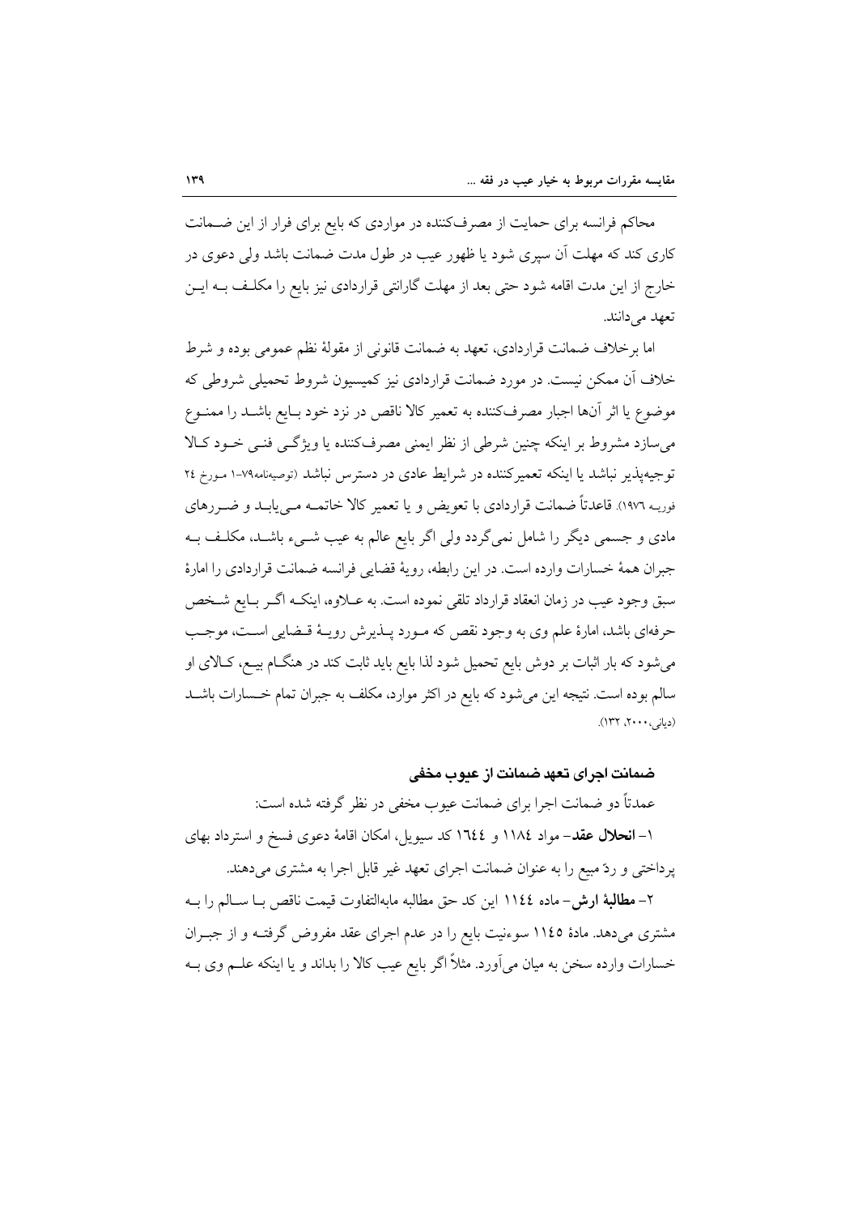محاکم فرانسه برای حمایت از مصرف‌کننده در مواردی که بایع برای فرار از این ضـمانت کاری کند که مهلت آن سپری شود یا ظهور عیب در طول مدت ضمانت باشد ولی دعوی در خارج از این مدت اقامه شود حتی بعد از مهلت گارانتی قراردادی نیز بایع را مکلـف بـه ایـن تعهد می‌دانند.

اما برخلاف ضمانت قراردادی، تعهد به ضمانت قانونی از مقولهٔ نظم عمومی بوده و شرط خلاف آن ممکن نیست. در مورد ضمانت قراردادی نیز کمیسیون شروط تحمیلی شروطی که موضوع یا اثر آن‌ها اجبار مصرف‌کننده به تعمیر کالا ناقص در نزد خود بـایع باشـد را ممنـوع می‌سازد مشروط بر اینکه چنین شرطی از نظر ایمنی مصرف‌کننده یا ویژگـی فنـی خـود کـالا توجیه‌پذیر نباشد یا اینکه تعمیرکننده در شرایط عادی در دسترس نباشد (توصیه‌نامه۷۹-۱ مـورخ ۲٤ فوریـه ۱۹۷٦). قاعدتاً ضمانت قراردادی با تعویض و یا تعمیر کالا خاتمـه مـی‌یابـد و ضـررهای مادی و جسمی دیگر را شامل نمی‌گردد ولی اگر بایع عالم به عیب شـیء باشـد، مکلـف بـه جبران همهٔ خسارات وارده است. در این رابطه، رویهٔ قضایی فرانسه ضمانت قراردادی را امارهٔ سبق وجود عیب در زمان انعقاد قرارداد تلقی نموده است. به عـلاوه، اینکـه اگـر بـایع شـخص حرفه‌ای باشد، امارهٔ علم وی به وجود نقص که مـورد پـذیرش رویـهٔ قـضایی اسـت، موجـب می‌شود که بار اثبات بر دوش بایع تحمیل شود لذا بایع باید ثابت کند در هنگـام بیـع، کـالای او سالم بوده است. نتیجه این می‌شود که بایع در اکثر موارد، مکلف به جبران تمام خـسارات باشـد (دیانی، ۲۰۰۰، ۱۳۲).

### ضمانت اجرای تعهد ضمانت از عیوب مخفی

عمدتاً دو ضمانت اجرا برای ضمانت عیوب مخفی در نظر گرفته شده است:

۱- **انحلال عقد**- مواد ۱۱۸٤ و ۱٦٤٤ کد سیویل، امکان اقامهٔ دعوی فسخ و استرداد بهای پرداختی و ردّ مبیع را به عنوان ضمانت اجرای تعهد غیر قابل اجرا به مشتری می‌دهند.

۲- **مطالبهٔ ارش**- ماده ۱۱٤٤ این کد حق مطالبه مابه‌التفاوت قیمت ناقص بـا سـالم را بـه مشتری می‌دهد. مادهٔ ۱۱٤۵ سوءنیت بایع را در عدم اجرای عقد مفروض گرفتـه و از جبـران خسارات وارده سخن به میان می‌آورد. مثلاً اگر بایع عیب کالا را بداند و یا اینکه علـم وی بـه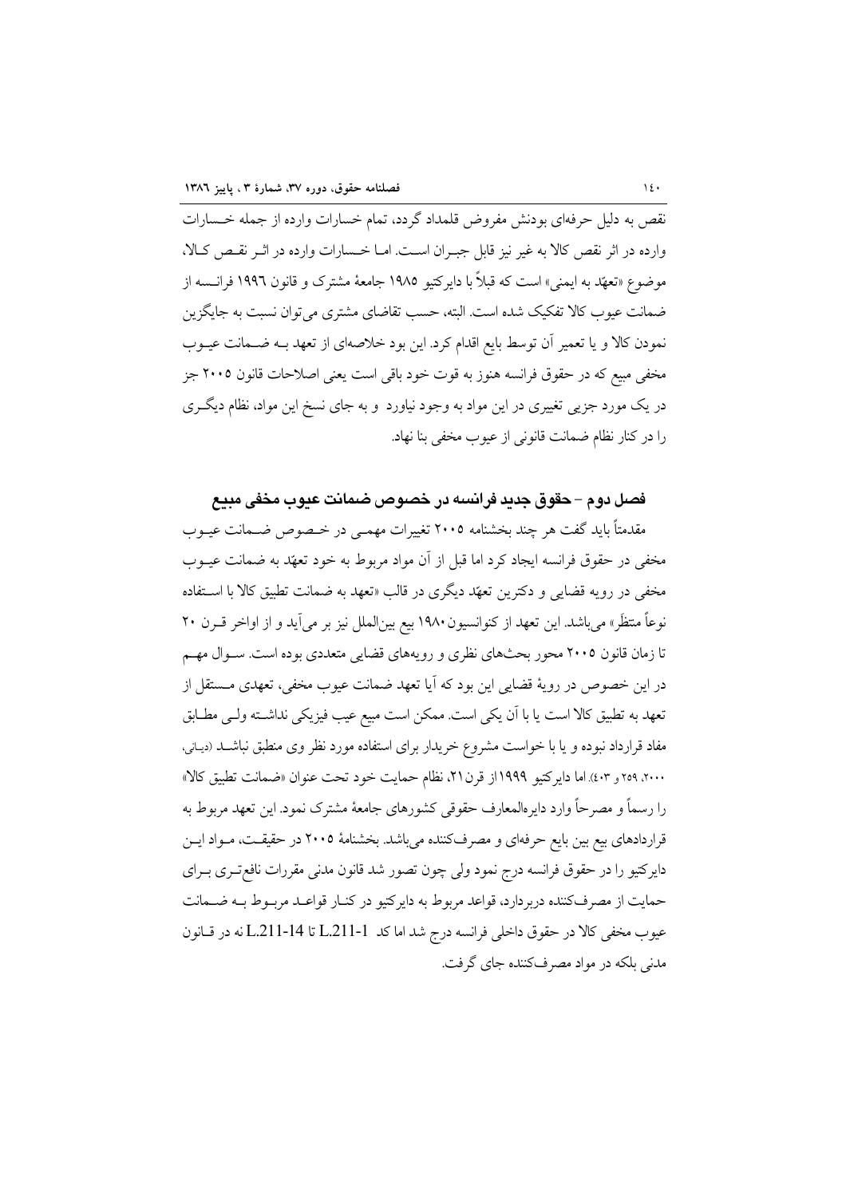نقص به دلیل حرفه‌ای بودنش مفروض قلمداد گردد، تمام خسارات وارده از جمله خسارات وارده در اثر نقص کالا به غیر نیز قابل جبران است. اما خسارات وارده در اثر نقص کالا، موضوع «تعهّد به ایمنی» است که قبلاً با دایرکتیو ۱۹۸۵ جامعهٔ مشترک و قانون ۱۹۹٦ فرانسه از ضمانت عیوب کالا تفکیک شده است. البته، حسب تقاضای مشتری می‌توان نسبت به جایگزین نمودن کالا و یا تعمیر آن توسط بایع اقدام کرد. این بود خلاصه‌ای از تعهد به ضمانت عیوب مخفی مبیع که در حقوق فرانسه هنوز به قوت خود باقی است یعنی اصلاحات قانون ۲۰۰۵ جز در یک مورد جزیی تغییری در این مواد به وجود نیاورد و به جای نسخ این مواد، نظام دیگری را در کنار نظام ضمانت قانونی از عیوب مخفی بنا نهاد.

## فصل دوم - حقوق جدید فرانسه در خصوص ضمانت عیوب مخفی مبیع

مقدمتاً باید گفت هر چند بخشنامه ۲۰۰۵ تغییرات مهمی در خصوص ضمانت عیوب مخفی در حقوق فرانسه ایجاد کرد اما قبل از آن مواد مربوط به خود تعهّد به ضمانت عیوب مخفی در رویه قضایی و دکترین تعهّد دیگری در قالب «تعهد به ضمانت تطبیق کالا با استفاده نوعاً منتظَر» می‌باشد. این تعهد از کنوانسیون ۱۹۸۰ بیع بین‌الملل نیز بر می‌آید و از اواخر قرن ۲۰ تا زمان قانون ۲۰۰۵ محور بحث‌های نظری و رویه‌های قضایی متعددی بوده است. سوال مهم در این خصوص در رویهٔ قضایی این بود که آیا تعهد ضمانت عیوب مخفی، تعهدی مستقل از تعهد به تطبیق کالا است یا با آن یکی است. ممکن است مبیع عیب فیزیکی نداشته ولی مطابق مفاد قرارداد نبوده و یا با خواست مشروع خریدار برای استفاده مورد نظر وی منطبق نباشد (دیانی، ۲۰۰۰، ۲۵۹ و ٤۰۳). اما دایرکتیو ۱۹۹۹ از قرن ۲۱، نظام حمایت خود تحت عنوان «ضمانت تطبیق کالا» را رسماً و مصرحاً وارد دایرةالمعارف حقوقی کشورهای جامعهٔ مشترک نمود. این تعهد مربوط به قراردادهای بیع بین بایع حرفه‌ای و مصرف‌کننده می‌باشد. بخشنامهٔ ۲۰۰۵ در حقیقت، مواد این دایرکتیو را در حقوق فرانسه درج نمود ولی چون تصور شد قانون مدنی مقررات نافع‌تری برای حمایت از مصرف‌کننده دربردارد، قواعد مربوط به دایرکتیو در کنار قواعد مربوط به ضمانت عیوب مخفی کالا در حقوق داخلی فرانسه درج شد اما کد L.211-1 تا L.211-14 نه در قانون مدنی بلکه در مواد مصرف‌کننده جای گرفت.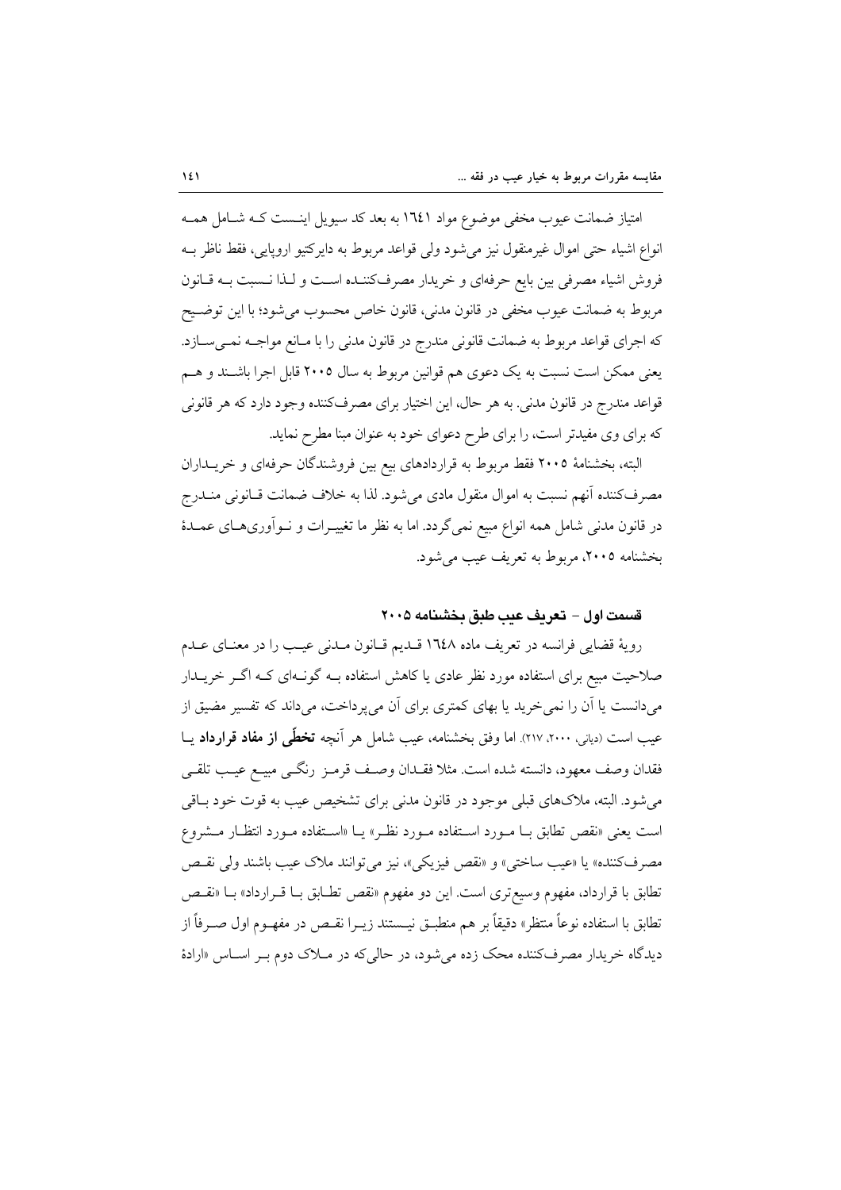امتیاز ضمانت عیوب مخفی موضوع مواد ۱٦٤۱ به بعد کد سیویل اینست که شامل همه انواع اشیاء حتی اموال غیرمنقول نیز می‌شود ولی قواعد مربوط به دایرکتیو اروپایی، فقط ناظر به فروش اشیاء مصرفی بین بایع حرفه‌ای و خریدار مصرف‌کننده است و لذا نسبت به قانون مربوط به ضمانت عیوب مخفی در قانون مدنی، قانون خاص محسوب می‌شود؛ با این توضیح که اجرای قواعد مربوط به ضمانت قانونی مندرج در قانون مدنی را با مانع مواجه نمی‌سازد. یعنی ممکن است نسبت به یک دعوی هم قوانین مربوط به سال ۲۰۰۵ قابل اجرا باشند و هم قواعد مندرج در قانون مدنی. به هر حال، این اختیار برای مصرف‌کننده وجود دارد که هر قانونی که برای وی مفیدتر است، را برای طرح دعوای خود به عنوان مبنا مطرح نماید.

البته، بخشنامهٔ ۲۰۰۵ فقط مربوط به قراردادهای بیع بین فروشندگان حرفه‌ای و خریداران مصرف‌کننده آنهم نسبت به اموال منقول مادی می‌شود. لذا به خلاف ضمانت قانونی مندرج در قانون مدنی شامل همه انواع مبیع نمی‌گردد. اما به نظر ما تغییرات و نوآوری‌های عمدهٔ بخشنامه ۲۰۰۵، مربوط به تعریف عیب می‌شود.

### قسمت اول – تعریف عیب طبق بخشنامه ۲۰۰۵

رویهٔ قضایی فرانسه در تعریف ماده ۱٦٤۸ قدیم قانون مدنی عیب را در معنای عدم صلاحیت مبیع برای استفاده مورد نظر عادی یا کاهش استفاده به گونه‌ای که اگر خریدار می‌دانست یا آن را نمی‌خرید یا بهای کمتری برای آن می‌پرداخت، می‌داند که تفسیر مضیق از عیب است (دیانی، ۲۰۰۰، ۲۱۷). اما وفق بخشنامه، عیب شامل هر آنچه **تخطّی از مفاد قرارداد** یا فقدان وصف معهود، دانسته شده است. مثلا فقدان وصف قرمز رنگی مبیع عیب تلقی می‌شود. البته، ملاک‌های قبلی موجود در قانون مدنی برای تشخیص عیب به قوت خود باقی است یعنی «نقص تطابق با مورد استفاده مورد نظر» یا «استفاده مورد انتظار مشروع مصرف‌کننده» یا «عیب ساختی» و «نقص فیزیکی»، نیز می‌توانند ملاک عیب باشند ولی نقص تطابق با قرارداد، مفهوم وسیع‌تری است. این دو مفهوم «نقص تطابق با قرارداد» با «نقص تطابق با استفاده نوعاً منتظر» دقیقاً بر هم منطبق نیستند زیرا نقص در مفهوم اول صرفاً از دیدگاه خریدار مصرف‌کننده محک زده می‌شود، در حالی‌که در ملاک دوم بر اساس «ارادهٔ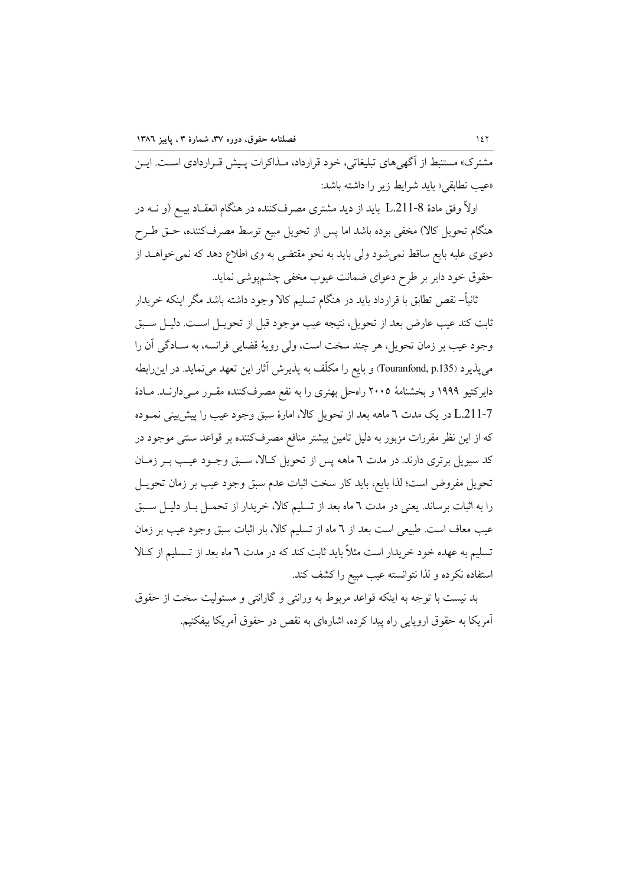مشترک» مستنبط از آگهی‌های تبلیغاتی، خود قرارداد، مذاکرات پیش قراردادی است. این «عیب تطابقی» باید شرایط زیر را داشته باشد:

اولاً وفق مادهٔ L.211-8 باید از دید مشتری مصرف‌کننده در هنگام انعقاد بیع (و نه در هنگام تحویل کالا) مخفی بوده باشد اما پس از تحویل مبیع توسط مصرف‌کننده، حق طرح دعوی علیه بایع ساقط نمی‌شود ولی باید به نحو مقتضی به وی اطلاع دهد که نمی‌خواهد از حقوق خود دایر بر طرح دعوای ضمانت عیوب مخفی چشم‌پوشی نماید.

ثانیاً– نقص تطابق با قرارداد باید در هنگام تسلیم کالا وجود داشته باشد مگر اینکه خریدار ثابت کند عیب عارض بعد از تحویل، نتیجه عیب موجود قبل از تحویل است. دلیل سبق وجود عیب بر زمان تحویل، هر چند سخت است، ولی رویهٔ قضایی فرانسه، به سادگی آن را می‌پذیرد (Touranfond, p.135) و بایع را مکلّف به پذیرش آثار این تعهد می‌نماید. در این‌رابطه دایرکتیو ۱۹۹۹ و بخشنامهٔ ۲۰۰۵ راه‌حل بهتری را به نفع مصرف‌کننده مقرر می‌دارند. مادهٔ L.211-7 در یک مدت ٦ ماهه بعد از تحویل کالا، امارهٔ سبق وجود عیب را پیش‌بینی نموده که از این نظر مقررات مزبور به دلیل تامین بیشتر منافع مصرف‌کننده بر قواعد سنتی موجود در کد سیویل برتری دارند. در مدت ٦ ماهه پس از تحویل کالا، سبق وجود عیب بر زمان تحویل مفروض است؛ لذا بایع، باید کار سخت اثبات عدم سبق وجود عیب بر زمان تحویل را به اثبات برساند. یعنی در مدت ٦ ماه بعد از تسلیم کالا، خریدار از تحمل بار دلیل سبق عیب معاف است. طبیعی است بعد از ٦ ماه از تسلیم کالا، بار اثبات سبق وجود عیب بر زمان تسلیم به عهده خود خریدار است مثلاً باید ثابت کند که در مدت ٦ ماه بعد از تسلیم از کالا استفاده نکرده و لذا نتوانسته عیب مبیع را کشف کند.

بد نیست با توجه به اینکه قواعد مربوط به ورانتی و گارانتی و مسئولیت سخت از حقوق آمریکا به حقوق اروپایی راه پیدا کرده، اشاره‌ای به نقص در حقوق آمریکا بیفکنیم.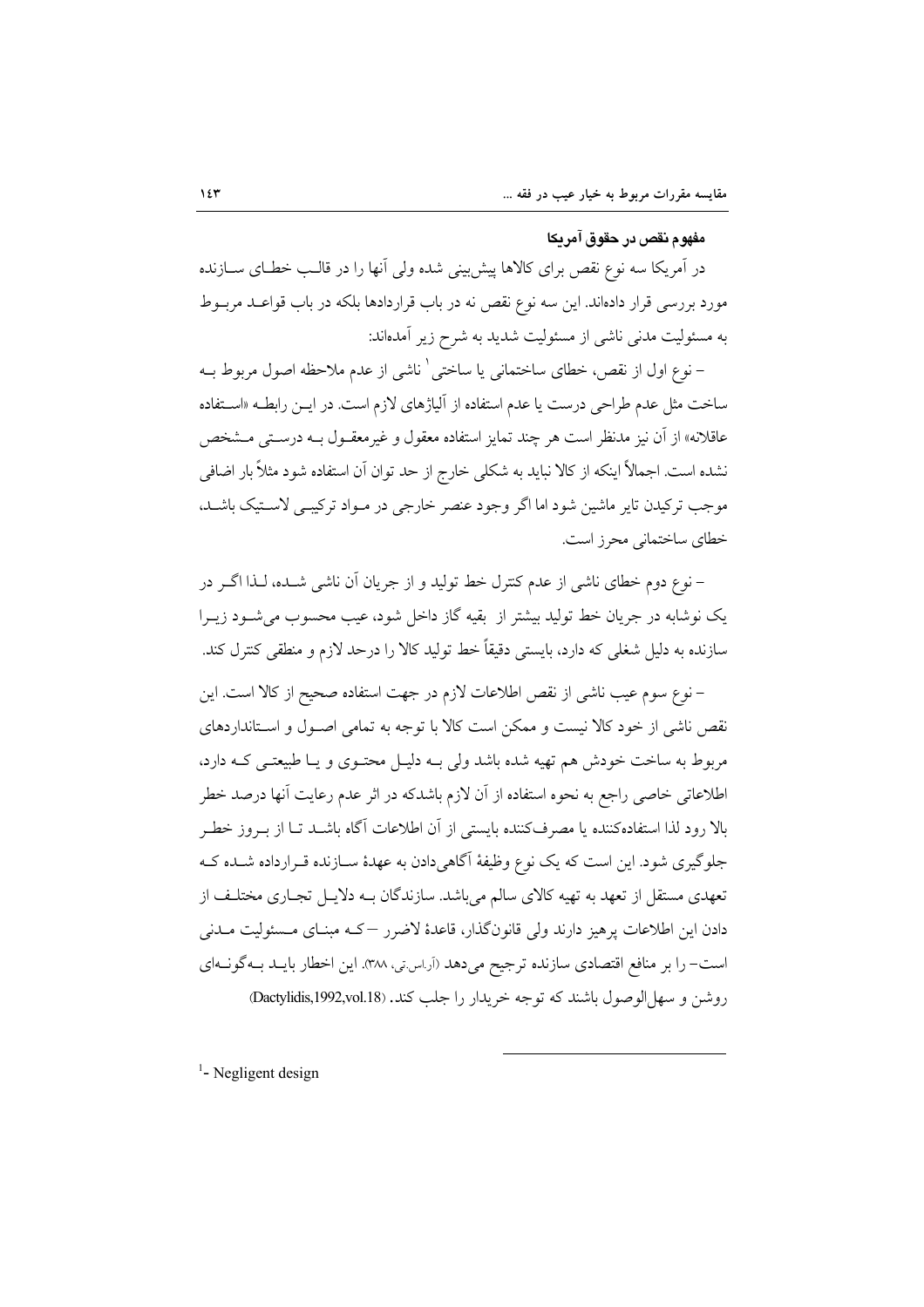### مفهوم نقص در حقوق آمریکا

در آمریکا سه نوع نقص برای کالاها پیش‌بینی شده ولی آنها را در قالب خطای سازنده مورد بررسی قرار داده‌اند. این سه نوع نقص نه در باب قراردادها بلکه در باب قواعد مربوط به مسئولیت مدنی ناشی از مسئولیت شدید به شرح زیر آمده‌اند:

– نوع اول از نقص، خطای ساختمانی یا ساختی[1] ناشی از عدم ملاحظه اصول مربوط به ساخت مثل عدم طراحی درست یا عدم استفاده از آلیاژهای لازم است. در این رابطه «استفاده عاقلانه» از آن نیز مدنظر است هر چند تمایز استفاده معقول و غیرمعقول به درستی مشخص نشده است. اجمالاً اینکه از کالا نباید به شکلی خارج از حد توان آن استفاده شود مثلاً بار اضافی موجب ترکیدن تایر ماشین شود اما اگر وجود عنصر خارجی در مواد ترکیبی لاستیک باشد، خطای ساختمانی محرز است.

– نوع دوم خطای ناشی از عدم کنترل خط تولید و از جریان آن ناشی شده، لذا اگر در یک نوشابه در جریان خط تولید بیشتر از بقیه گاز داخل شود، عیب محسوب می‌شود زیرا سازنده به دلیل شغلی که دارد، بایستی دقیقاً خط تولید کالا را درحد لازم و منطقی کنترل کند.

– نوع سوم عیب ناشی از نقص اطلاعات لازم در جهت استفاده صحیح از کالا است. این نقص ناشی از خود کالا نیست و ممکن است کالا با توجه به تمامی اصول و استانداردهای مربوط به ساخت خودش هم تهیه شده باشد ولی به دلیل محتوی و یا طبیعتی که دارد، اطلاعاتی خاصی راجع به نحوه استفاده از آن لازم باشدکه در اثر عدم رعایت آنها درصد خطر بالا رود لذا استفاده‌کننده یا مصرف‌کننده بایستی از آن اطلاعات آگاه باشد تا از بروز خطر جلوگیری شود. این است که یک نوع وظیفهٔ آگاهی‌دادن به عهدهٔ سازنده قرارداده شده که تعهدی مستقل از تعهد به تهیه کالای سالم می‌باشد. سازندگان به دلایل تجاری مختلف از دادن این اطلاعات پرهیز دارند ولی قانونگذار، قاعدهٔ لاضرر –که مبنای مسئولیت مدنی است– را بر منافع اقتصادی سازنده ترجیح می‌دهد (آر.اس.تی، ۳۸۸). این اخطار باید به‌گونه‌ای روشن و سهل‌الوصول باشند که توجه خریدار را جلب کند. (Dactylidis,1992,vol.18)

[1]- Negligent design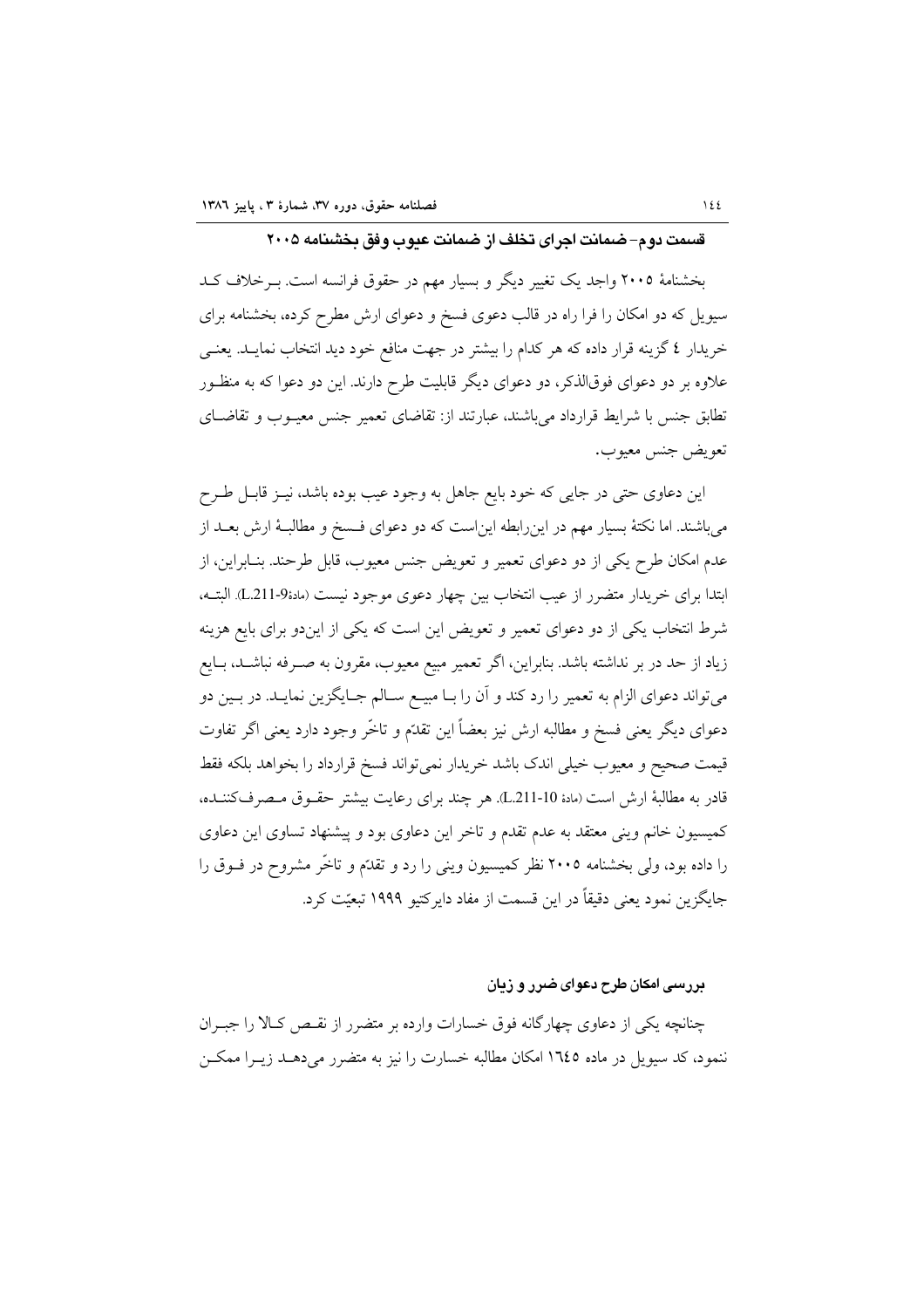### قسمت دوم- ضمانت اجرای تخلف از ضمانت عیوب وفق بخشنامه ۲۰۰۵

بخشنامهٔ ۲۰۰۵ واجد یک تغییر دیگر و بسیار مهم در حقوق فرانسه است. برخلاف کد سیویل که دو امکان را فرا راه در قالب دعوی فسخ و دعوای ارش مطرح کرده، بخشنامه برای خریدار ٤ گزینه قرار داده که هر کدام را بیشتر در جهت منافع خود دید انتخاب نماید. یعنی علاوه بر دو دعوای فوق‌الذکر، دو دعوای دیگر قابلیت طرح دارند. این دو دعوا که به منظور تطابق جنس با شرایط قرارداد می‌باشند، عبارتند از: تقاضای تعمیر جنس معیوب و تقاضای تعویض جنس معیوب.

این دعاوی حتی در جایی که خود بایع جاهل به وجود عیب بوده باشد، نیز قابل طرح می‌باشند. اما نکتهٔ بسیار مهم در این‌رابطه این‌است که دو دعوای فسخ و مطالبهٔ ارش بعد از عدم امکان طرح یکی از دو دعوای تعمیر و تعویض جنس معیوب، قابل طرحند. بنابراین، از ابتدا برای خریدار متضرر از عیب انتخاب بین چهار دعوی موجود نیست (مادهٔL.211-9). البته، شرط انتخاب یکی از دو دعوای تعمیر و تعویض این است که یکی از این‌دو برای بایع هزینه زیاد از حد در بر نداشته باشد. بنابراین، اگر تعمیر مبیع معیوب، مقرون به صرفه نباشد، بایع می‌تواند دعوای الزام به تعمیر را رد کند و آن را با مبیع سالم جایگزین نماید. در بین دو دعوای دیگر یعنی فسخ و مطالبه ارش نیز بعضاً این تقدّم و تاخّر وجود دارد یعنی اگر تفاوت قیمت صحیح و معیوب خیلی اندک باشد خریدار نمی‌تواند فسخ قرارداد را بخواهد بلکه فقط قادر به مطالبهٔ ارش است (مادهٔ L.211-10). هر چند برای رعایت بیشتر حقوق مصرف‌کننده، کمیسیون خانم وینی معتقد به عدم تقدم و تاخر این دعاوی بود و پیشنهاد تساوی این دعاوی را داده بود، ولی بخشنامه ۲۰۰۵ نظر کمیسیون وینی را رد و تقدّم و تاخّر مشروح در فوق را جایگزین نمود یعنی دقیقاً در این قسمت از مفاد دایرکتیو ۱۹۹۹ تبعیّت کرد.

#### بررسی امکان طرح دعوای ضرر و زیان

چنانچه یکی از دعاوی چهارگانه فوق خسارات وارده بر متضرر از نقص کالا را جبران ننمود، کد سیویل در ماده ۱٦٤٥ امکان مطالبه خسارت را نیز به متضرر می‌دهد زیرا ممکن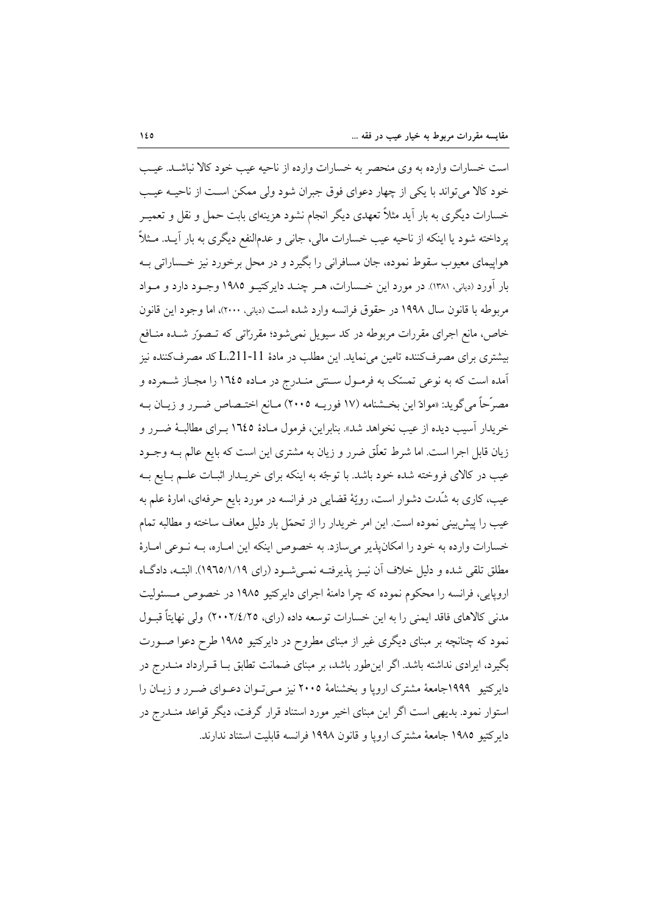است خسارات وارده به وی منحصر به خسارات وارده از ناحیه عیب خود کالا نباشد. عیب خود کالا می‌تواند با یکی از چهار دعوای فوق جبران شود ولی ممکن است از ناحیه عیب خسارات دیگری به بار آید مثلاً تعهدی دیگر انجام نشود هزینه‌ای بابت حمل و نقل و تعمیر پرداخته شود یا اینکه از ناحیه عیب خسارات مالی، جانی و عدم‌النفع دیگری به بار آید. مثلاً هواپیمای معیوب سقوط نموده، جان مسافرانی را بگیرد و در محل برخورد نیز خساراتی به بار آورد (دیانی، ۱۳۸۱). در مورد این خسارات، هر چند دایرکتیو ۱۹۸۵ وجود دارد و مواد مربوطه با قانون سال ۱۹۹۸ در حقوق فرانسه وارد شده است (دیانی، ۲۰۰۰)، اما وجود این قانون خاص، مانع اجرای مقررات مربوطه در کد سیویل نمی‌شود؛ مقرراتی که تصوّر شده منافع بیشتری برای مصرف‌کننده تامین می‌نماید. این مطلب در مادهٔ L.211-11 کد مصرف‌کننده نیز آمده است که به نوعی تمسّک به فرمول سنتی مندرج در ماده ۱٦٤٥ را مجاز شمرده و مصرّحاً می‌گوید: «موادّ این بخشنامه (۱۷ فوریه ۲۰۰۵) مانع اختصاص ضرر و زیان به خریدار آسیب دیده از عیب نخواهد شد». بنابراین، فرمول مادهٔ ۱٦٤٥ برای مطالبهٔ ضرر و زیان قابل اجرا است. اما شرط تعلّق ضرر و زیان به مشتری این است که بایع عالم به وجود عیب در کالای فروخته شده خود باشد. با توجّه به اینکه برای خریدار اثبات علم بایع به عیب، کاری به شدّت دشوار است، رویهٔ قضایی در فرانسه در مورد بایع حرفه‌ای، امارهٔ علم به عیب را پیش‌بینی نموده است. این امر خریدار را از تحمّل بار دلیل معاف ساخته و مطالبه تمام خسارات وارده به خود را امکان‌پذیر می‌سازد. به خصوص اینکه این اماره، به نوعی امارهٔ مطلق تلقی شده و دلیل خلاف آن نیز پذیرفته نمی‌شود (رای ۱۹٦٥/۱/۱۹). البته، دادگاه اروپایی، فرانسه را محکوم نموده که چرا دامنهٔ اجرای دایرکتیو ۱۹۸۵ در خصوص مسئولیت مدنی کالاهای فاقد ایمنی را به این خسارات توسعه داده (رای، ۲۰۰۲/٤/۲٥) ولی نهایتاً قبول نمود که چنانچه بر مبنای دیگری غیر از مبنای مطروح در دایرکتیو ۱۹۸۵ طرح دعوا صورت بگیرد، ایرادی نداشته باشد. اگر این‌طور باشد، بر مبنای ضمانت تطابق با قرارداد مندرج در دایرکتیو ۱۹۹۹جامعهٔ مشترک اروپا و بخشنامهٔ ۲۰۰۵ نیز می‌توان دعوای ضرر و زیان را استوار نمود. بدیهی است اگر این مبنای اخیر مورد استناد قرار گرفت، دیگر قواعد مندرج در دایرکتیو ۱۹۸۵ جامعهٔ مشترک اروپا و قانون ۱۹۹۸ فرانسه قابلیت استناد ندارند.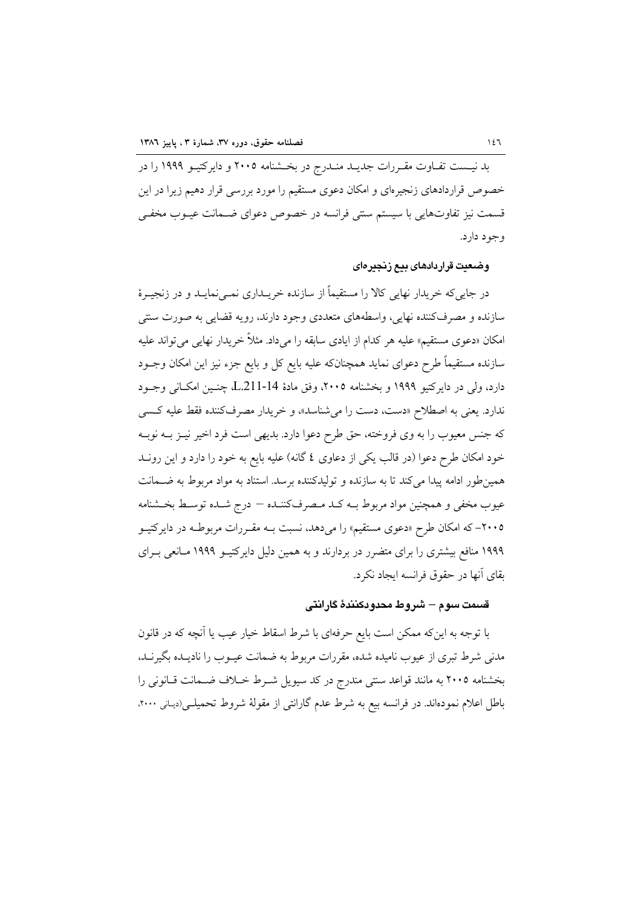بد نیست تفاوت مقررات جدید مندرج در بخشنامه ۲۰۰۵ و دایرکتیو ۱۹۹۹ را در خصوص قراردادهای زنجیره‌ای و امکان دعوی مستقیم را مورد بررسی قرار دهیم زیرا در این قسمت نیز تفاوت‌هایی با سیستم سنتی فرانسه در خصوص دعوای ضمانت عیوب مخفی وجود دارد.

### وضعیت قراردادهای بیع زنجیره‌ای

در جایی‌که خریدار نهایی کالا را مستقیماً از سازنده خریداری نمی‌نماید و در زنجیرهٔ سازنده و مصرف‌کننده نهایی، واسطه‌های متعددی وجود دارند، رویه قضایی به صورت سنتی امکان «دعوی مستقیم» علیه هر کدام از ایادی سابقه را می‌داد. مثلاً خریدار نهایی می‌تواند علیه سازنده مستقیماً طرح دعوای نماید همچنانکه علیه بایع کل و بایع جزء نیز این امکان وجود دارد، ولی در دایرکتیو ۱۹۹۹ و بخشنامه ۲۰۰۵، وفق مادهٔ L.211-14، چنین امکانی وجود ندارد. یعنی به اصطلاح «دست، دست را می‌شناسد»، و خریدار مصرف‌کننده فقط علیه کسی که جنس معیوب را به وی فروخته، حق طرح دعوا دارد. بدیهی است فرد اخیر نیز به نوبه خود امکان طرح دعوا (در قالب یکی از دعاوی ٤ گانه) علیه بایع به خود را دارد و این روند همین‌طور ادامه پیدا می‌کند تا به سازنده و تولیدکننده برسد. استناد به مواد مربوط به ضمانت عیوب مخفی و همچنین مواد مربوط به کد مصرف‌کننده – درج شده توسط بخشنامه ۲۰۰۵– که امکان طرح «دعوی مستقیم» را می‌دهد، نسبت به مقررات مربوطه در دایرکتیو ۱۹۹۹ منافع بیشتری را برای متضرر در بردارند و به همین دلیل دایرکتیو ۱۹۹۹ مانعی برای بقای آنها در حقوق فرانسه ایجاد نکرد.

### قسمت سوم – شروط محدودکنندهٔ گارانتی

با توجه به این‌که ممکن است بایع حرفه‌ای با شرط اسقاط خیار عیب یا آنچه که در قانون مدنی شرط تبری از عیوب نامیده شده، مقررات مربوط به ضمانت عیوب را نادیده بگیرند، بخشنامه ۲۰۰۵ به مانند قواعد سنتی مندرج در کد سیویل شرط خلاف ضمانت قانونی را باطل اعلام نموده‌اند. در فرانسه بیع به شرط عدم گارانتی از مقولهٔ شروط تحمیلی(دیانی ۲۰۰۰،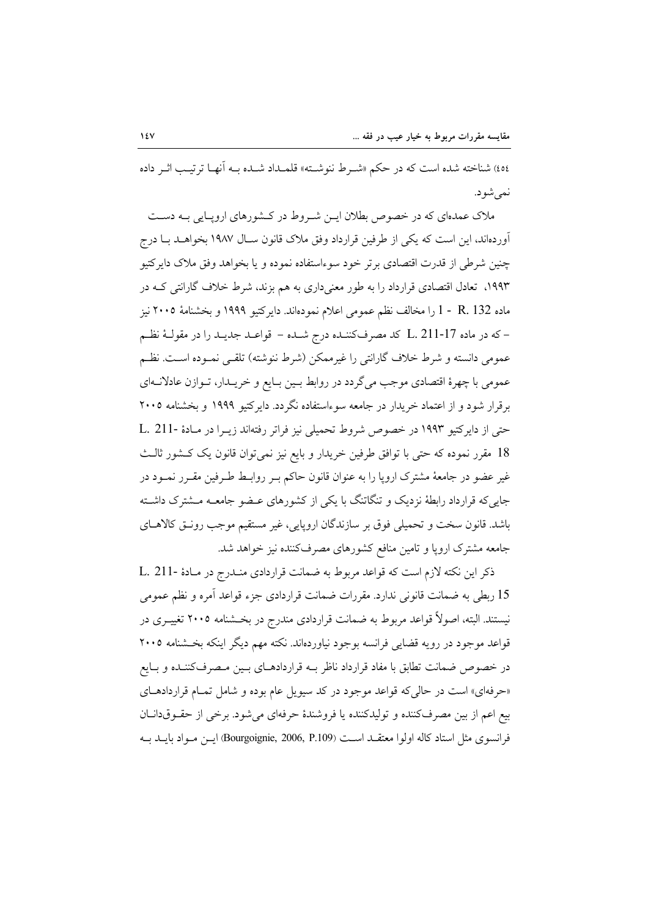٤٥٤) شناخته شده است که در حکم «شـرط ننوشـته» قلمـداد شـده بـه آنهـا ترتیـب اثـر داده نمی‌شود.

ملاک عمده‌ای که در خصوص بطلان ایـن شـروط در کـشورهای اروپـایی بـه دسـت آورده‌اند، این است که یکی از طرفین قرارداد وفق ملاک قانون سـال ۱۹۸۷ بخواهـد بـا درج چنین شرطی از قدرت اقتصادی برتر خود سوءاستفاده نموده و یا بخواهد وفق ملاک دایرکتیو ۱۹۹۳، تعادل اقتصادی قرارداد را به طور معنی‌داری به هم بزند، شرط خلاف گارانتی کـه در ماده R. 132 - 1 را مخالف نظم عمومی اعلام نموده‌اند. دایرکتیو ۱۹۹۹ و بخشنامهٔ ۲۰۰۵ نیز – که در ماده L. 211-17 کد مصرف‌کننـده درج شـده – قواعـد جدیـد را در مقولـهٔ نظـم عمومی دانسته و شرط خلاف گارانتی را غیرممکن (شرط ننوشته) تلقـی نمـوده اسـت. نظـم عمومی با چهرهٔ اقتصادی موجب می‌گردد در روابط بـین بـایع و خریـدار، تـوازن عادلانـه‌ای برقرار شود و از اعتماد خریدار در جامعه سوءاستفاده نگردد. دایرکتیو ۱۹۹۹ و بخشنامه ۲۰۰۵ حتی از دایرکتیو ۱۹۹۳ در خصوص شروط تحمیلی نیز فراتر رفته‌اند زیـرا در مـادهٔ L. 211-18 مقرر نموده که حتی با توافق طرفین خریدار و بایع نیز نمی‌توان قانون یک کـشور ثالـث غیر عضو در جامعهٔ مشترک اروپا را به عنوان قانون حاکم بـر روابـط طـرفین مقـرر نمـود در جایی‌که قرارداد رابطهٔ نزدیک و تنگاتنگ با یکی از کشورهای عـضو جامعـه مـشترک داشـته باشد. قانون سخت و تحمیلی فوق بر سازندگان اروپایی، غیر مستقیم موجب رونـق کالاهـای جامعه مشترک اروپا و تامین منافع کشورهای مصرف‌کننده نیز خواهد شد.

ذکر این نکته لازم است که قواعد مربوط به ضمانت قراردادی منـدرج در مـادهٔ L. 211-15 ربطی به ضمانت قانونی ندارد. مقررات ضمانت قراردادی جزء قواعد آمره و نظم عمومی نیستند. البته، اصولاً قواعد مربوط به ضمانت قراردادی مندرج در بخـشنامه ۲۰۰۵ تغییـری در قواعد موجود در رویه قضایی فرانسه بوجود نیاورده‌اند. نکته مهم دیگر اینکه بخـشنامه ۲۰۰۵ در خصوص ضمانت تطابق با مفاد قرارداد ناظر بـه قراردادهـای بـین مـصرف‌کننـده و بـایع «حرفه‌ای» است در حالی‌که قواعد موجود در کد سیویل عام بوده و شامل تمـام قراردادهـای بیع اعم از بین مصرف‌کننده و تولیدکننده یا فروشندهٔ حرفه‌ای می‌شود. برخی از حقـوق‌دانـان فرانسوی مثل استاد کاله اولوا معتقـد اسـت (Bourgoignie, 2006, P.109) ایـن مـواد بایـد بـه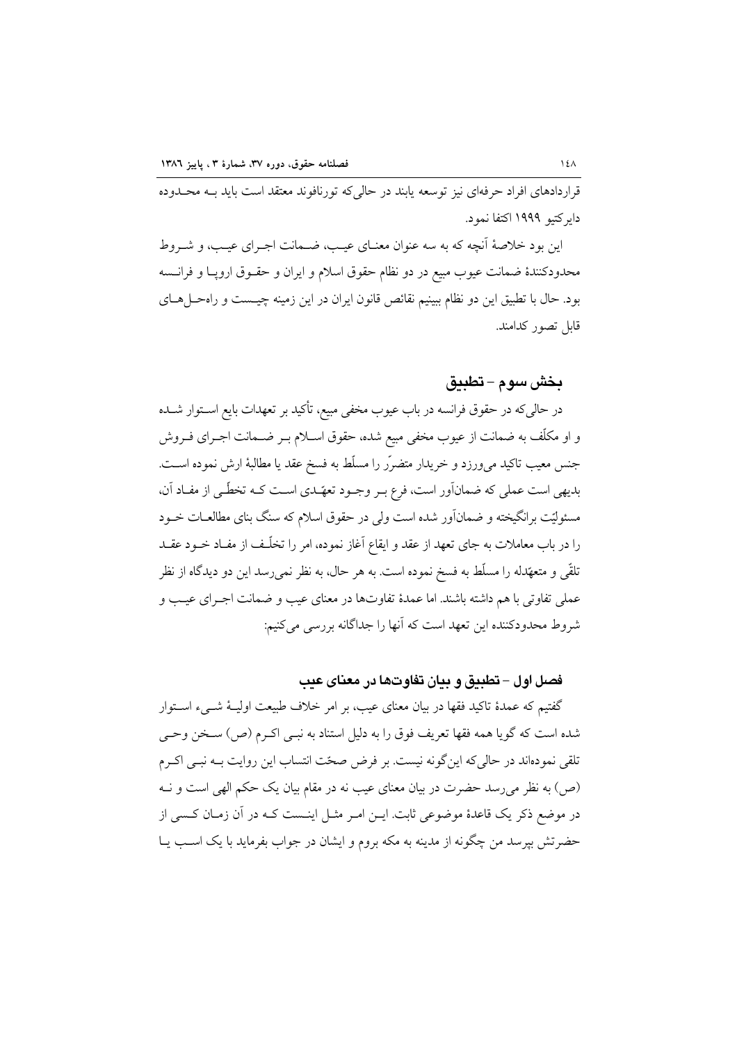قراردادهای افراد حرفه‌ای نیز توسعه یابند در حالی‌که تورنافوند معتقد است باید بـه محـدوده دایرکتیو ۱۹۹۹ اکتفا نمود.

این بود خلاصهٔ آنچه که به سه عنوان معنـای عیـب، ضـمانت اجـرای عیـب، و شـروط محدودکنندهٔ ضمانت عیوب مبیع در دو نظام حقوق اسلام و ایران و حقـوق اروپـا و فرانـسه بود. حال با تطبیق این دو نظام ببینیم نقائص قانون ایران در این زمینه چیـست و راه‌حـل‌هـای قابل تصور کدامند.

## بخش سوم – تطبیق

در حالی‌که در حقوق فرانسه در باب عیوب مخفی مبیع، تأکید بر تعهدات بایع اسـتوار شـده و او مکلّف به ضمانت از عیوب مخفی مبیع شده، حقوق اسـلام بـر ضـمانت اجـرای فـروش جنس معیب تاکید می‌ورزد و خریدار متضرّر را مسلّط به فسخ عقد یا مطالبهٔ ارش نموده اسـت. بدیهی است عملی که ضمان‌آور است، فرع بـر وجـود تعهّـدی اسـت کـه تخطّـی از مفـاد آن، مسئولیّت برانگیخته و ضمان‌آور شده است ولی در حقوق اسلام که سنگ بنای مطالعـات خـود را در باب معاملات به جای تعهد از عقد و ایقاع آغاز نموده، امر را تخلّـف از مفـاد خـود عقـد تلقّی و متعهّدله را مسلّط به فسخ نموده است. به هر حال، به نظر نمی‌رسد این دو دیدگاه از نظر عملی تفاوتی با هم داشته باشند. اما عمدهٔ تفاوت‌ها در معنای عیب و ضمانت اجـرای عیـب و شروط محدودکننده این تعهد است که آنها را جداگانه بررسی می‌کنیم:

### فصل اول – تطبیق و بیان تفاوت‌ها در معنای عیب

گفتیم که عمدهٔ تاکید فقها در بیان معنای عیب، بر امر خلاف طبیعت اولیـهٔ شـیء اسـتوار شده است که گویا همه فقها تعریف فوق را به دلیل استناد به نبـی اکـرم (ص) سـخن وحـی تلقی نموده‌اند در حالی‌که این‌گونه نیست. بر فرض صحّت انتساب این روایت بـه نبـی اکـرم (ص) به نظر می‌رسد حضرت در بیان معنای عیب نه در مقام بیان یک حکم الهی است و نـه در موضع ذکر یک قاعدهٔ موضوعی ثابت. ایـن امـر مثـل اینـست کـه در آن زمـان کـسی از حضرتش بپرسد من چگونه از مدینه به مکه بروم و ایشان در جواب بفرماید با یک اسـب یـا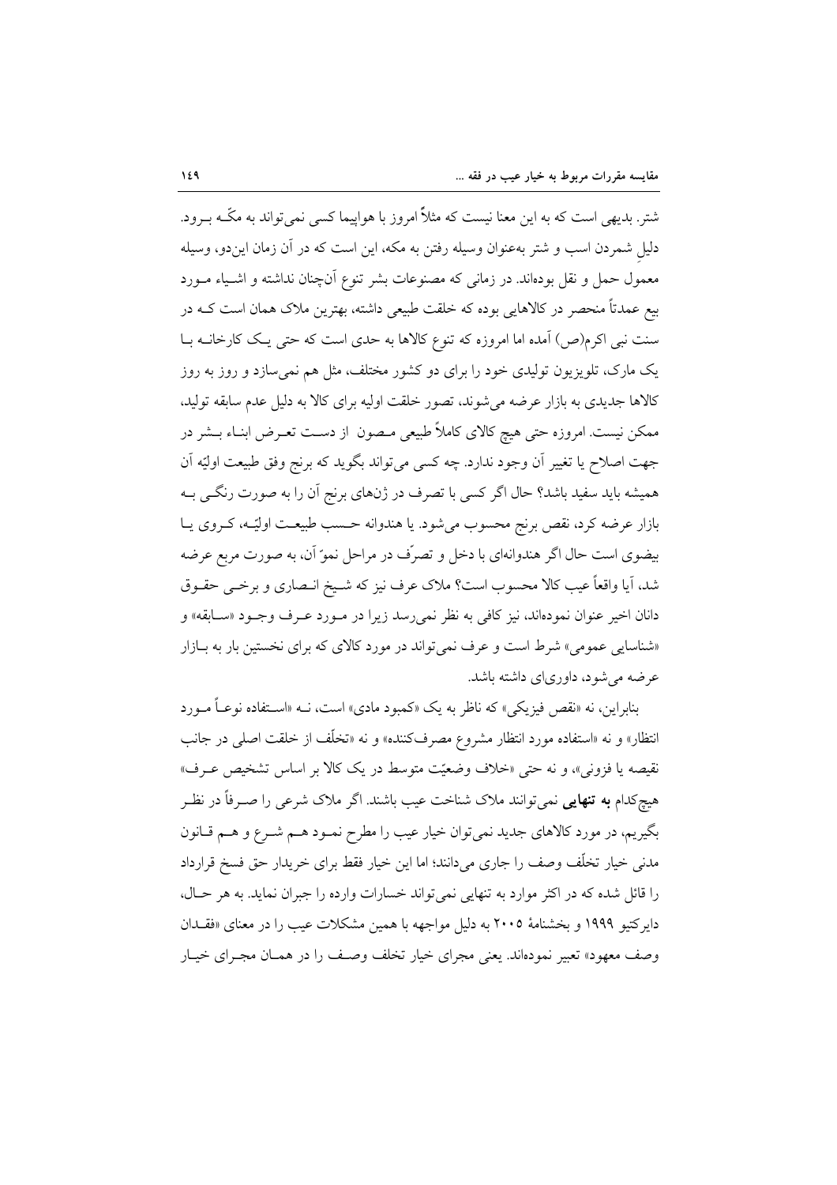شتر. بدیهی است که به این معنا نیست که مثلاً امروز با هواپیما کسی نمی‌تواند به مکّه بـرود. دلیلِ شمردن اسب و شتر به‌عنوان وسیله رفتن به مکه، این است که در آن زمان این‌دو، وسیله معمول حمل و نقل بوده‌اند. در زمانی که مصنوعات بشر تنوع آن‌چنان نداشته و اشـیاء مـورد بیع عمدتاً منحصر در کالاهایی بوده که خلقت طبیعی داشته، بهترین ملاک همان است کـه در سنت نبی اکرم(ص) آمده اما امروزه که تنوع کالاها به حدی است که حتی یـک کارخانـه بـا یک مارک، تلویزیون تولیدی خود را برای دو کشور مختلف، مثل هم نمی‌سازد و روز به روز کالاها جدیدی به بازار عرضه می‌شوند، تصور خلقت اولیه برای کالا به دلیل عدم سابقه تولید، ممکن نیست. امروزه حتی هیچ کالای کاملاً طبیعی مـصون از دسـت تعـرض ابنـاء بـشر در جهت اصلاح یا تغییر آن وجود ندارد. چه کسی می‌تواند بگوید که برنج وفق طبیعت اولیّه آن همیشه باید سفید باشد؟ حال اگر کسی با تصرف در ژن‌های برنج آن را به صورت رنگـی بـه بازار عرضه کرد، نقص برنج محسوب می‌شود. یا هندوانه حـسب طبیعـت اولیّـه، کـروی یـا بیضوی است حال اگر هندوانه‌ای با دخل و تصرّف در مراحل نموّ آن، به صورت مربع عرضه شد، آیا واقعاً عیب کالا محسوب است؟ ملاک عرف نیز که شـیخ انـصاری و برخـی حقـوق دانان اخیر عنوان نموده‌اند، نیز کافی به نظر نمی‌رسد زیرا در مـورد عـرف وجـود «سـابقه» و «شناسایی عمومی» شرط است و عرف نمی‌تواند در مورد کالای که برای نخستین بار به بـازار عرضه می‌شود، داوری‌ای داشته باشد.

بنابراین، نه «نقص فیزیکی» که ناظر به یک «کمبود مادی» است، نـه «اسـتفاده نوعـاً مـورد انتظار» و نه «استفاده مورد انتظار مشروع مصرف‌کننده» و نه «تخلّف از خلقت اصلی در جانب نقیصه یا فزونی»، و نه حتی «خلاف وضعیّت متوسط در یک کالا بر اساس تشخیص عـرف» هیچ‌کدام **به تنهایی** نمی‌توانند ملاک شناخت عیب باشند. اگر ملاک شرعی را صـرفاً در نظـر بگیریم، در مورد کالاهای جدید نمی‌توان خیار عیب را مطرح نمـود هـم شـرع و هـم قـانون مدنی خیار تخلّف وصف را جاری می‌دانند؛ اما این خیار فقط برای خریدار حق فسخ قرارداد را قائل شده که در اکثر موارد به تنهایی نمی‌تواند خسارات وارده را جبران نماید. به هر حـال، دایرکتیو ۱۹۹۹ و بخشنامهٔ ۲۰۰۵ به دلیل مواجهه با همین مشکلات عیب را در معنای «فقـدان وصف معهود» تعبیر نموده‌اند. یعنی مجرای خیار تخلف وصـف را در همـان مجـرای خیـار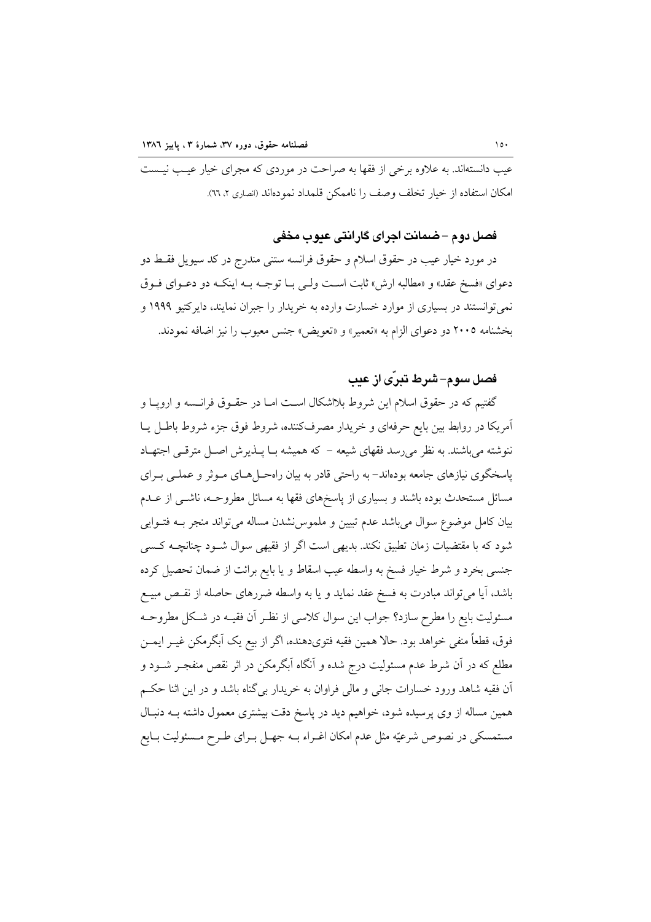عیب دانسته‌اند. به علاوه برخی از فقها به صراحت در موردی که مجرای خیار عیب نیست امکان استفاده از خیار تخلف وصف را ناممکن قلمداد نموده‌اند (انصاری ۲، ٦٦).

## فصل دوم – ضمانت اجرای گارانتی عیوب مخفی

در مورد خیار عیب در حقوق اسلام و حقوق فرانسه سنتی مندرج در کد سیویل فقط دو دعوای «فسخ عقد» و «مطالبه ارش» ثابت است ولی با توجه به اینکه دو دعوای فوق نمی‌توانستند در بسیاری از موارد خسارت وارده به خریدار را جبران نمایند، دایرکتیو ۱۹۹۹ و بخشنامه ۲۰۰۵ دو دعوای الزام به «تعمیر» و «تعویض» جنس معیوب را نیز اضافه نمودند.

## فصل سوم- شرط تبرّی از عیب

گفتیم که در حقوق اسلام این شروط بلااشکال است اما در حقوق فرانسه و اروپا و آمریکا در روابط بین بایع حرفه‌ای و خریدار مصرف‌کننده، شروط فوق جزء شروط باطل یا ننوشته می‌باشند. به نظر می‌رسد فقهای شیعه – که همیشه با پذیرش اصل مترقی اجتهاد پاسخگوی نیازهای جامعه بوده‌اند– به راحتی قادر به بیان راه‌حل‌های موثر و عملی برای مسائل مستحدث بوده باشند و بسیاری از پاسخ‌های فقها به مسائل مطروحه، ناشی از عدم بیان کامل موضوع سوال می‌باشد عدم تبیین و ملموس‌نشدن مساله می‌تواند منجر به فتوایی شود که با مقتضیات زمان تطبیق نکند. بدیهی است اگر از فقیهی سوال شود چنانچه کسی جنسی بخرد و شرط خیار فسخ به واسطه عیب اسقاط و یا بایع برائت از ضمان تحصیل کرده باشد، آیا می‌تواند مبادرت به فسخ عقد نماید و یا به واسطه ضررهای حاصله از نقص مبیع مسئولیت بایع را مطرح سازد؟ جواب این سوال کلاسی از نظر آن فقیه در شکل مطروحه فوق، قطعاً منفی خواهد بود. حالا همین فقیه فتوی‌دهنده، اگر از بیع یک آبگرمکن غیر ایمن مطلع که در آن شرط عدم مسئولیت درج شده و آنگاه آبگرمکن در اثر نقص منفجر شود و آن فقیه شاهد ورود خسارات جانی و مالی فراوان به خریدار بی‌گناه باشد و در این اثنا حکم همین مساله از وی پرسیده شود، خواهیم دید در پاسخ دقت بیشتری معمول داشته به دنبال مستمسکی در نصوص شرعیّه مثل عدم امکان اغراء به جهل برای طرح مسئولیت بایع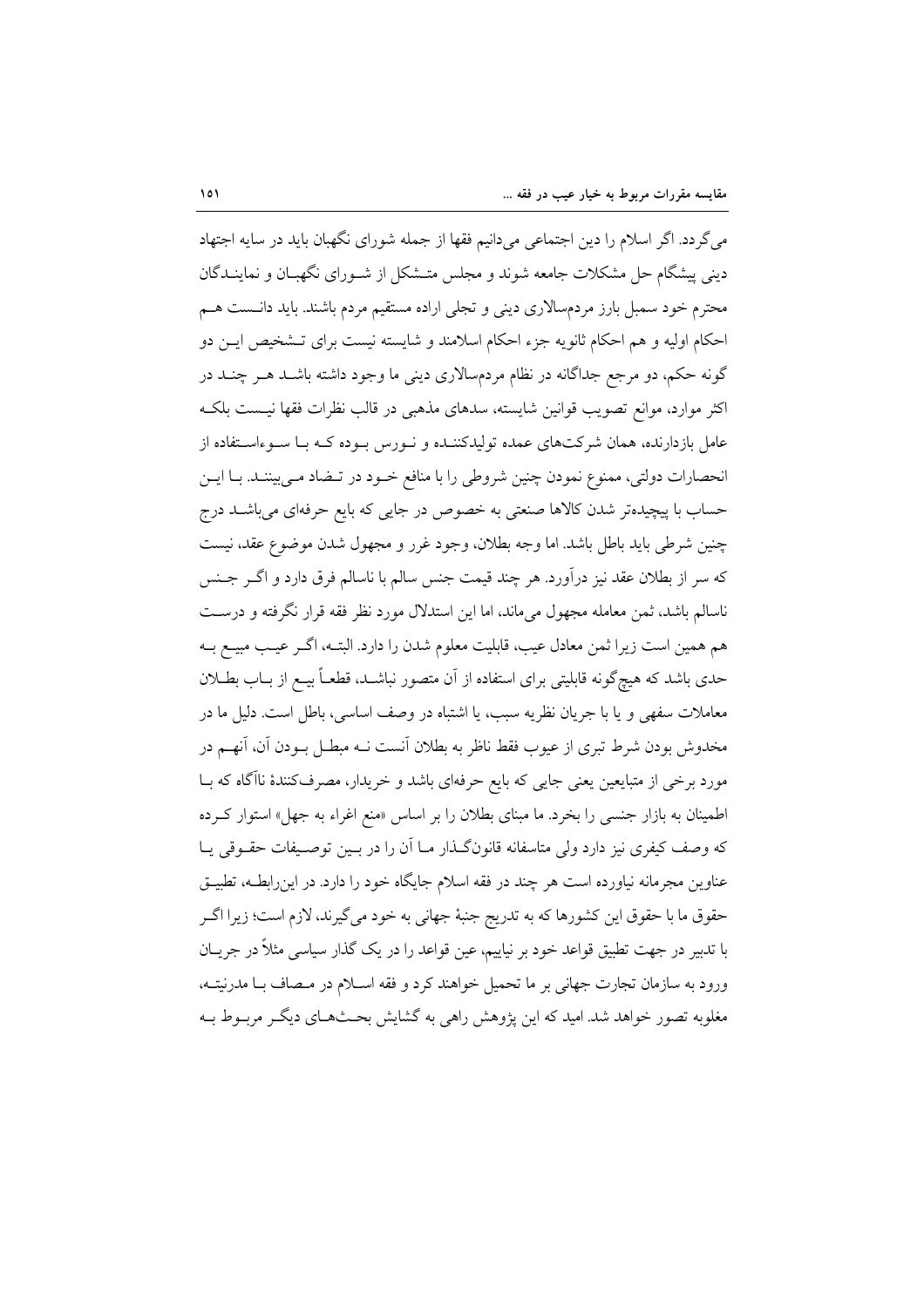می‌گردد. اگر اسلام را دین اجتماعی می‌دانیم فقها از جمله شورای نگهبان باید در سایه اجتهاد دینی پیشگام حل مشکلات جامعه شوند و مجلس متشکل از شورای نگهبان و نمایندگان محترم خود سمبل بارز مردم‌سالاری دینی و تجلی اراده مستقیم مردم باشند. باید دانست هم احکام اولیه و هم احکام ثانویه جزء احکام اسلامند و شایسته نیست برای تشخیص این دو گونه حکم، دو مرجع جداگانه در نظام مردم‌سالاری دینی ما وجود داشته باشد هر چند در اکثر موارد، موانع تصویب قوانین شایسته، سدهای مذهبی در قالب نظرات فقها نیست بلکه عامل بازدارنده، همان شرکت‌های عمده تولیدکننده و نورس بوده که با سوءاستفاده از انحصارات دولتی، ممنوع نمودن چنین شروطی را با منافع خود در تضاد می‌بینند. با این حساب با پیچیده‌تر شدن کالاها صنعتی به خصوص در جایی که بایع حرفه‌ای می‌باشد درج چنین شرطی باید باطل باشد. اما وجه بطلان، وجود غرر و مجهول شدن موضوع عقد، نیست که سر از بطلان عقد نیز درآورد. هر چند قیمت جنس سالم با ناسالم فرق دارد و اگر جنس ناسالم باشد، ثمن معامله مجهول می‌ماند، اما این استدلال مورد نظر فقه قرار نگرفته و درست هم همین است زیرا ثمن معادل عیب، قابلیت معلوم شدن را دارد. البته، اگر عیب مبیع به حدی باشد که هیچ‌گونه قابلیتی برای استفاده از آن متصور نباشد، قطعاً بیع از باب بطلان معاملات سفهی و یا با جریان نظریه سبب، یا اشتباه در وصف اساسی، باطل است. دلیل ما در مخدوش بودن شرط تبری از عیوب فقط ناظر به بطلان آنست نه مبطل بودن آن، آنهم در مورد برخی از متبایعین یعنی جایی که بایع حرفه‌ای باشد و خریدار، مصرف‌کنندهٔ ناآگاه که با اطمینان به بازار جنسی را بخرد. ما مبنای بطلان را بر اساس «منع اغراء به جهل» استوار کرده که وصف کیفری نیز دارد ولی متاسفانه قانون‌گذار ما آن را در بین توصیفات حقوقی یا عناوین مجرمانه نیاورده است هر چند در فقه اسلام جایگاه خود را دارد. در این‌رابطه، تطبیق حقوق ما با حقوق این کشورها که به تدریج جنبهٔ جهانی به خود می‌گیرند، لازم است؛ زیرا اگر با تدبیر در جهت تطبیق قواعد خود بر نیاییم، عین قواعد را در یک گذار سیاسی مثلاً در جریان ورود به سازمان تجارت جهانی بر ما تحمیل خواهند کرد و فقه اسلام در مصاف با مدرنیته، مغلوبه تصور خواهد شد. امید که این پژوهش راهی به گشایش بحث‌های دیگر مربوط به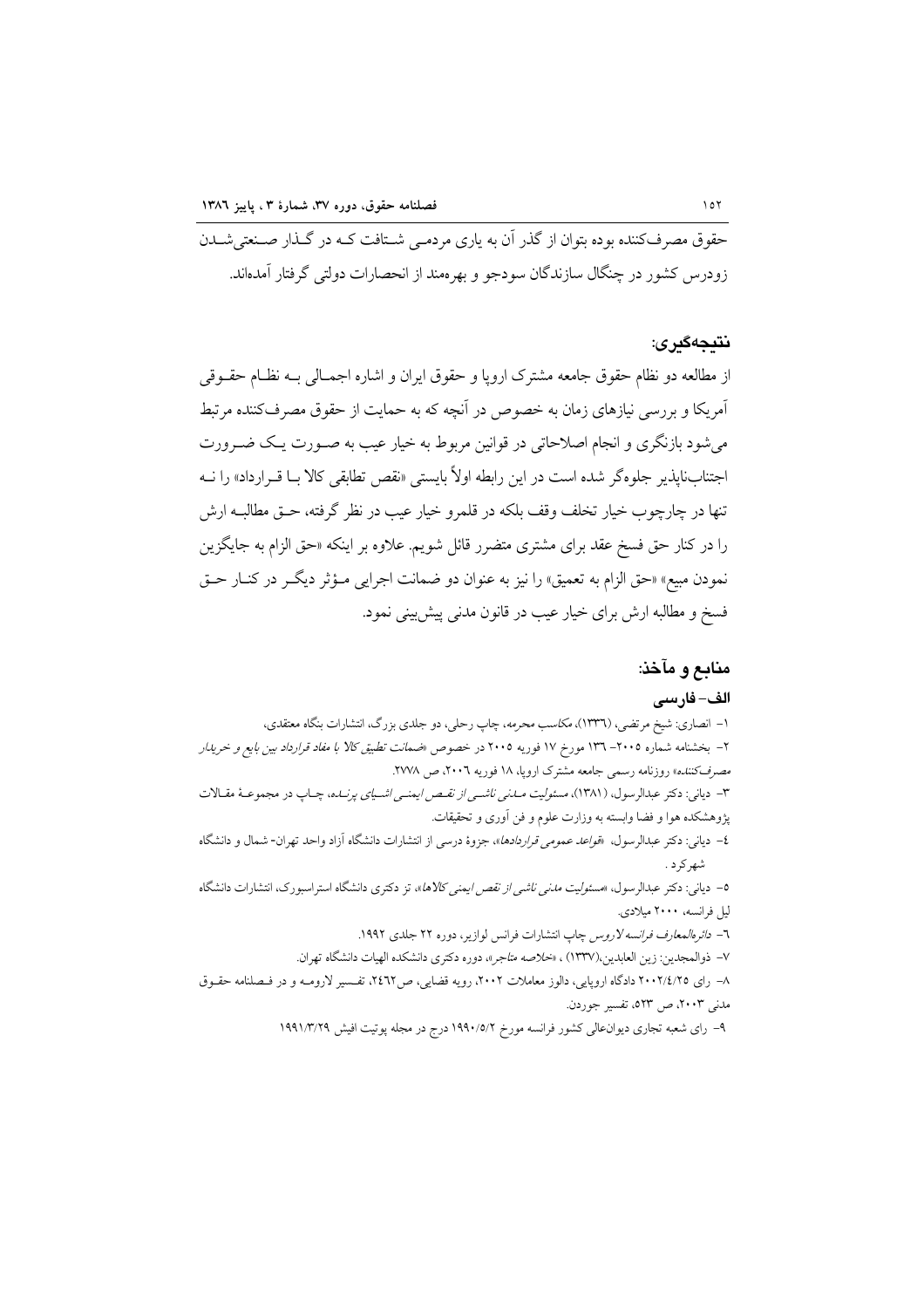حقوق مصرف‌کننده بوده بتوان از گذر آن به یاری مردمی شتافت کـه در گـذار صـنعتی‌شـدن زودرس کشور در چنگال سازندگان سودجو و بهره‌مند از انحصارات دولتی گرفتار آمده‌اند.

## نتیجه‌گیری:

از مطالعه دو نظام حقوق جامعه مشترک اروپا و حقوق ایران و اشاره اجمـالی بـه نظـام حقـوقی آمریکا و بررسی نیازهای زمان به خصوص در آنچه که به حمایت از حقوق مصرف‌کننده مرتبط می‌شود بازنگری و انجام اصلاحاتی در قوانین مربوط به خیار عیب به صـورت یـک ضـرورت اجتناب‌ناپذیر جلوه‌گر شده است در این رابطه اولاً بایستی «نقص تطابقی کالا بـا قـرارداد» را نـه تنها در چارچوب خیار تخلف وقف بلکه در قلمرو خیار عیب در نظر گرفته، حـق مطالبـه ارش را در کنار حق فسخ عقد برای مشتری متضرر قائل شویم. علاوه بر اینکه «حق الزام به جایگزین نمودن مبیع» «حق الزام به تعمیق» را نیز به عنوان دو ضمانت اجرایی مـؤثر دیگـر در کنـار حـق فسخ و مطالبه ارش برای خیار عیب در قانون مدنی پیش‌بینی نمود.

## منابع و مآخذ:

### الف- فارسی

۱- انصاری: شیخ مرتضی، (۱۳۳٦)، *مکاسب محرمه*، چاپ رحلی، دو جلدی بزرگ، انتشارات بنگاه معتقدی،

۲- بخشنامه شماره ۲۰۰۵- ۱۳٦ مورخ ۱۷ فوریه ۲۰۰۵ در خصوص «*ضمانت تطبیق کالا با مفاد قرارداد بین بایع و خریدار مصرف‌کننده*» روزنامه رسمی جامعه مشترک اروپا، ۱۸ فوریه ۲۰۰٦، ص ۲۷۷۸.

۳- دیانی: دکتر عبدالرسول، (۱۳۸۱)، *مسئولیت مـدنی ناشـی از نقـص ایمنـی اشـیای پرنـده*، چـاپ در مجموعـهٔ مقـالات پژوهشکده هوا و فضا وابسته به وزارت علوم و فن آوری و تحقیقات.

٤- دیانی: دکتر عبدالرسول، «*قواعد عمومی قراردادها*»، جزوهٔ درسی از انتشارات دانشگاه آزاد واحد تهران- شمال و دانشگاه شهرکرد .

٥- دیانی: دکتر عبدالرسول، «*مسئولیت مدنی ناشی از نقص ایمنی کالاها*»، تز دکتری دانشگاه استراسبورگ، انتشارات دانشگاه لیل فرانسه، ۲۰۰۰ میلادی.

٦- *دائرةالمعارف فرانسه لاروس* چاپ انتشارات فرانس لوازیر، دوره ۲۲ جلدی ۱۹۹۲.

۷- ذوالمجدین: زین العابدین،(۱۳۳۷) ، «*خلاصه متاجر*»، دوره دکتری دانشکده الهیات دانشگاه تهران.

۸- رای ۲۰۰۲/٤/۲٥ دادگاه اروپایی، دالوز معاملات ۲۰۰۲، رویه قضایی، ص۲٤٦۲، تفـسیر لارومـه و در فـصلنامه حقـوق مدنی ۲۰۰۳، ص ٥۲۳، تفسیر جوردن.

۹- رای شعبه تجاری دیوانعالی کشور فرانسه مورخ ۱۹۹۰/٥/۲ درج در مجله پوتیت افیش ۱۹۹۱/۳/۲۹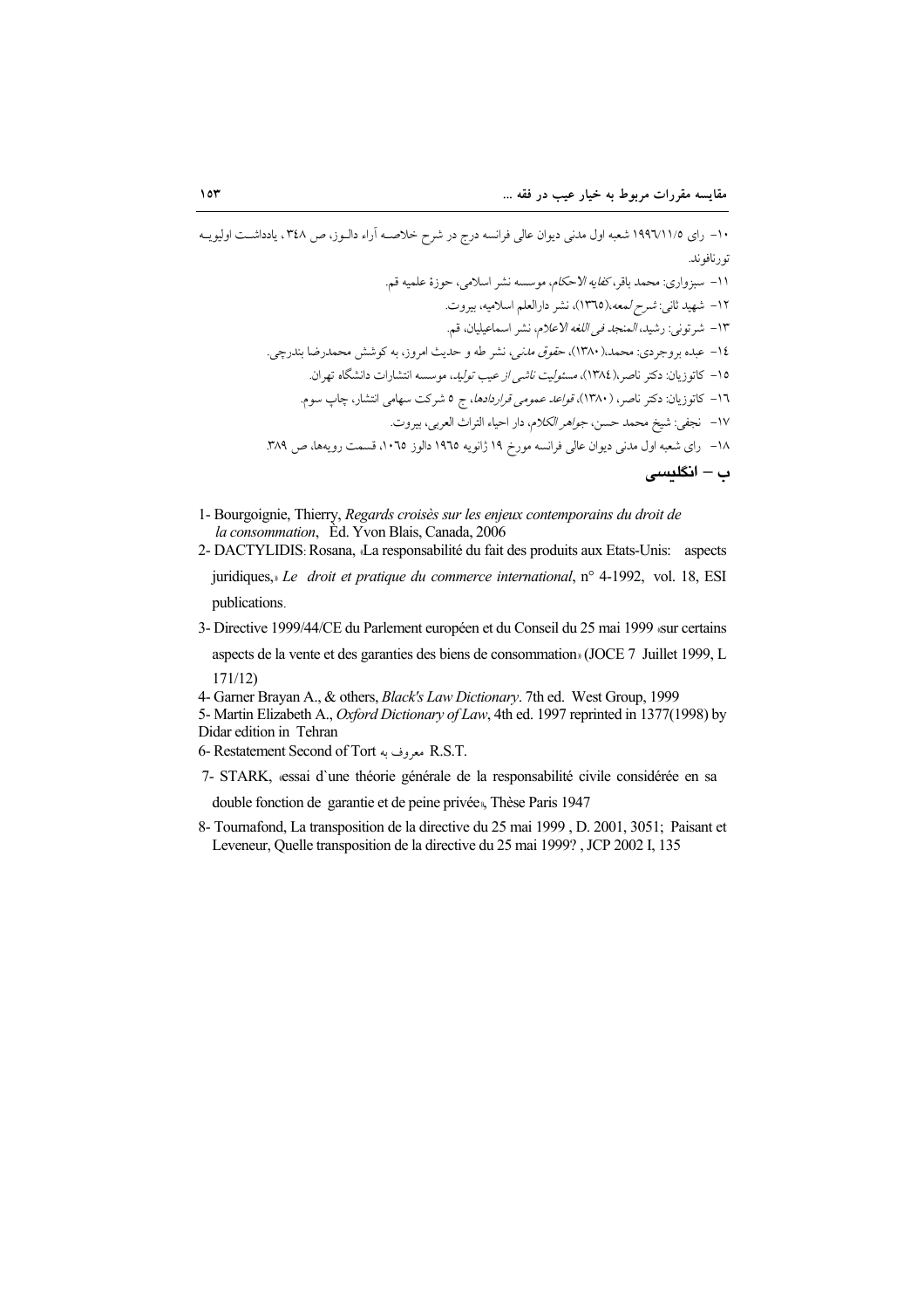۱۰- رای ۱۹۹٦/۱۱/۵ شعبه اول مدنی دیوان عالی فرانسه درج در شرح خلاصه آراء دالوز، ص ۳٤۸ ، یادداشت اولیویه تورنافوند.

۱۱- سبزواری: محمد باقر، *کفایه الاحکام*، موسسه نشر اسلامی، حوزهٔ علمیه قم.

۱۲- شهید ثانی: *شرح لمعه*،(۱۳٦۵)، نشر دارالعلم اسلامیه، بیروت.

۱۳- شرتونی: رشید، *المنجد فی اللغه الاعلام*، نشر اسماعیلیان، قم.

۱٤- عبده بروجردی: محمد،(۱۳۸۰)، *حقوق مدنی*، نشر طه و حدیث امروز، به کوشش محمدرضا بندرچی.

۱۵- کاتوزیان: دکتر ناصر،(۱۳۸٤)، *مسئولیت ناشی از عیب تولید*، موسسه انتشارات دانشگاه تهران.

۱٦- کاتوزیان: دکتر ناصر، (۱۳۸۰)، *قواعد عمومی قراردادها*، ج ۵ شرکت سهامی انتشار، چاپ سوم.

۱۷- نجفی: شیخ محمد حسن، *جواهر الکلام*، دار احیاء التراث العربی، بیروت.

۱۸- رای شعبه اول مدنی دیوان عالی فرانسه مورخ ۱۹ ژانویه ۱۹٦۵ دالوز ۱۰٦۵، قسمت رویه‌ها، ص ۳۸۹.

## ب – انگلیسی

1- Bourgoignie, Thierry, *Regards croisès sur les enjeux contemporains du droit de la consommation*, Èd. Yvon Blais, Canada, 2006

2- DACTYLIDIS: Rosana, «La responsabilité du fait des produits aux Etats-Unis: aspects juridiques,» *Le droit et pratique du commerce international*, n° 4-1992, vol. 18, ESI publications.

3- Directive 1999/44/CE du Parlement européen et du Conseil du 25 mai 1999 «sur certains aspects de la vente et des garanties des biens de consommation» (JOCE 7 Juillet 1999, L 171/12)

4- Garner Brayan A., & others, *Black's Law Dictionary*. 7th ed. West Group, 1999

5- Martin Elizabeth A., *Oxford Dictionary of Law*, 4th ed. 1997 reprinted in 1377(1998) by Didar edition in Tehran

6- Restatement Second of Tort معروف به R.S.T.

7- STARK, «essai d`une théorie générale de la responsabilité civile considérée en sa double fonction de garantie et de peine privée», Thèse Paris 1947

8- Tournafond, La transposition de la directive du 25 mai 1999 , D. 2001, 3051; Paisant et Leveneur, Quelle transposition de la directive du 25 mai 1999? , JCP 2002 I, 135